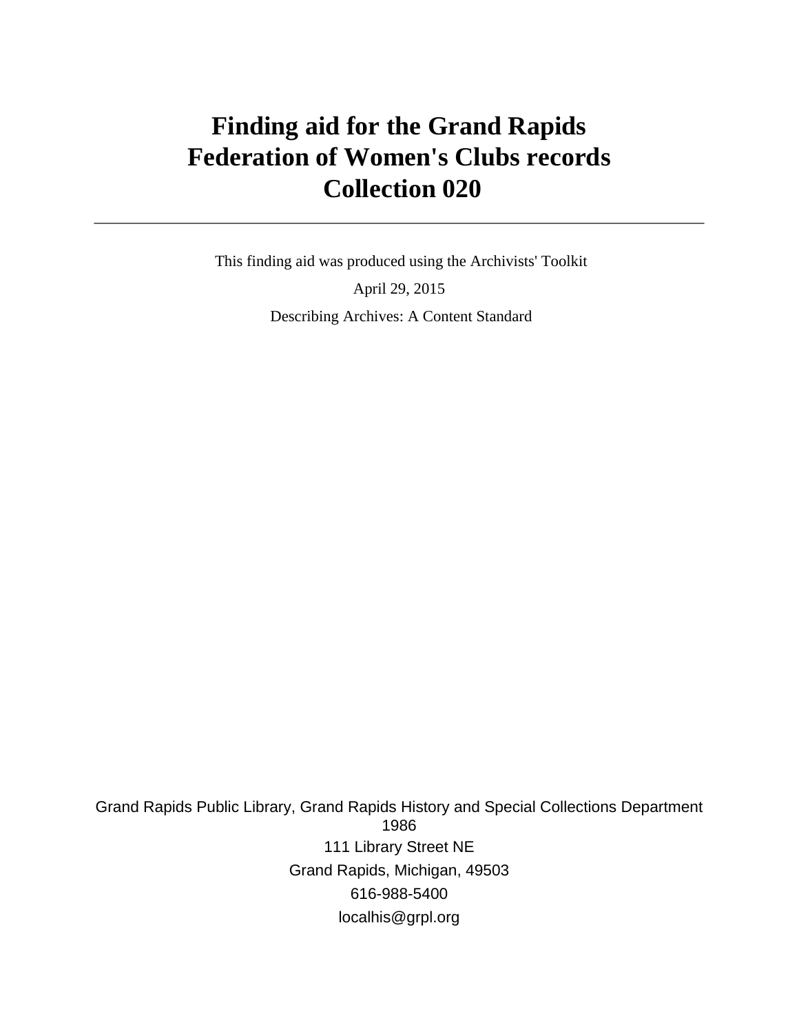# Finding aid for the Grand Rapids Federation of Women's Clubs records Collection 020

---

This finding aid was produced using the Archivists' Toolkit

April 29, 2015

Describing Archives: A Content Standard

Grand Rapids Public Library, Grand Rapids History and Special Collections Department
1986

111 Library Street NE

Grand Rapids, Michigan, 49503

616-988-5400

localhis@grpl.org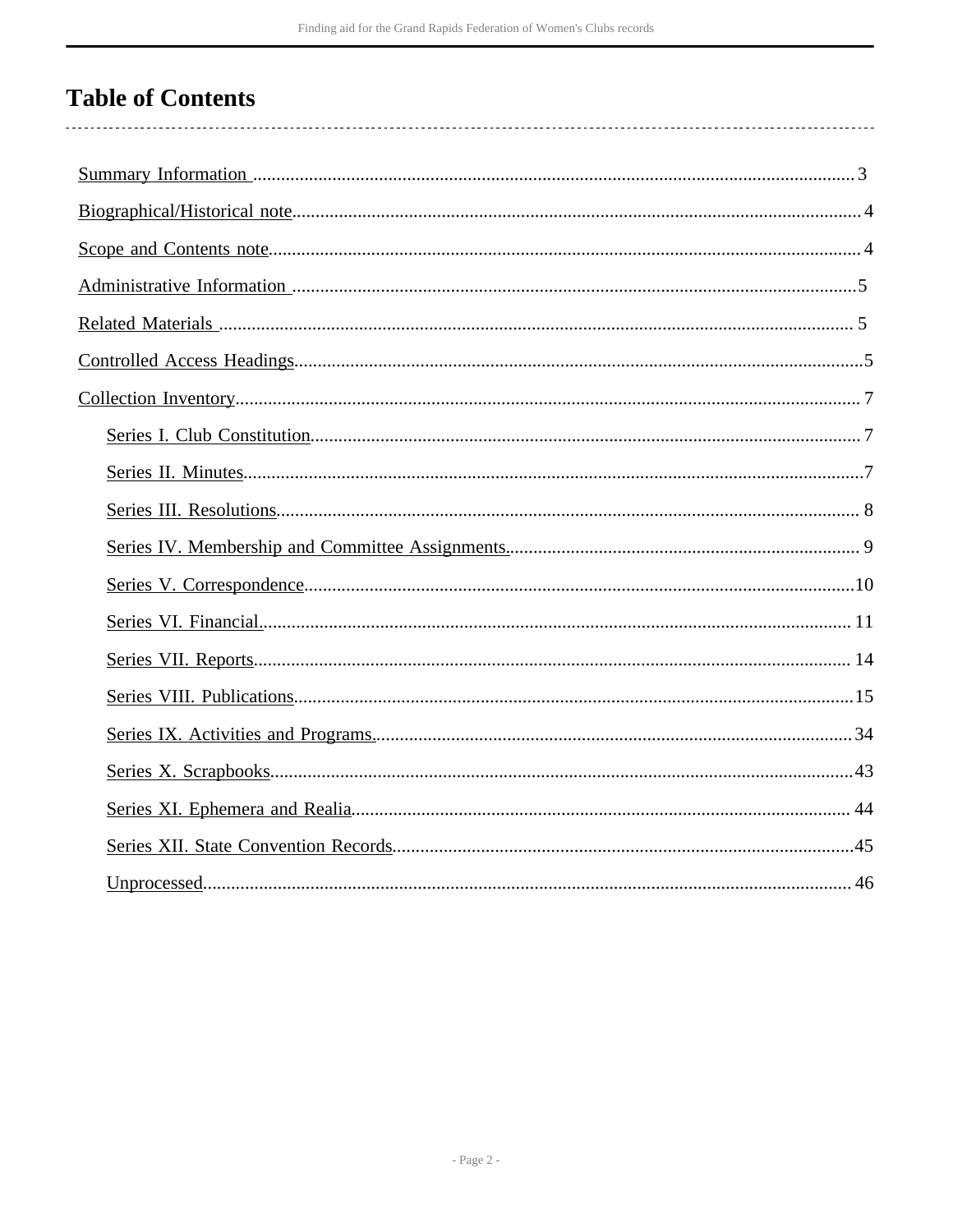# Table of Contents

- Summary Information ............ 3
- Biographical/Historical note ............ 4
- Scope and Contents note ............ 4
- Administrative Information ............ 5
- Related Materials ............ 5
- Controlled Access Headings ............ 5
- Collection Inventory ............ 7
    - Series I. Club Constitution ............ 7
    - Series II. Minutes ............ 7
    - Series III. Resolutions ............ 8
    - Series IV. Membership and Committee Assignments ............ 9
    - Series V. Correspondence ............ 10
    - Series VI. Financial ............ 11
    - Series VII. Reports ............ 14
    - Series VIII. Publications ............ 15
    - Series IX. Activities and Programs ............ 34
    - Series X. Scrapbooks ............ 43
    - Series XI. Ephemera and Realia ............ 44
    - Series XII. State Convention Records ............ 45
    - Unprocessed ............ 46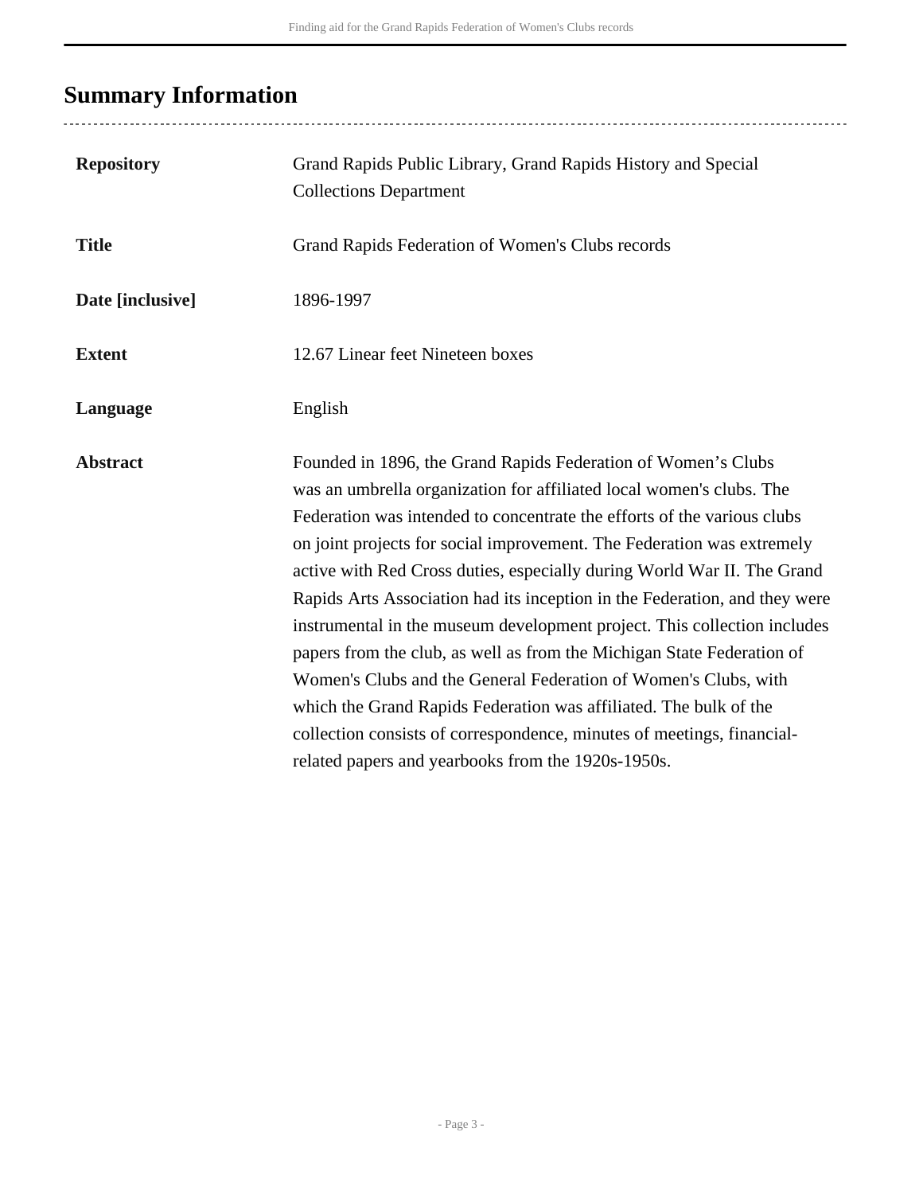## Summary Information

| | |
|---|---|
| **Repository** | Grand Rapids Public Library, Grand Rapids History and Special Collections Department |
| **Title** | Grand Rapids Federation of Women's Clubs records |
| **Date [inclusive]** | 1896-1997 |
| **Extent** | 12.67 Linear feet Nineteen boxes |
| **Language** | English |
| **Abstract** | Founded in 1896, the Grand Rapids Federation of Women's Clubs was an umbrella organization for affiliated local women's clubs. The Federation was intended to concentrate the efforts of the various clubs on joint projects for social improvement. The Federation was extremely active with Red Cross duties, especially during World War II. The Grand Rapids Arts Association had its inception in the Federation, and they were instrumental in the museum development project. This collection includes papers from the club, as well as from the Michigan State Federation of Women's Clubs and the General Federation of Women's Clubs, with which the Grand Rapids Federation was affiliated. The bulk of the collection consists of correspondence, minutes of meetings, financial-related papers and yearbooks from the 1920s-1950s. |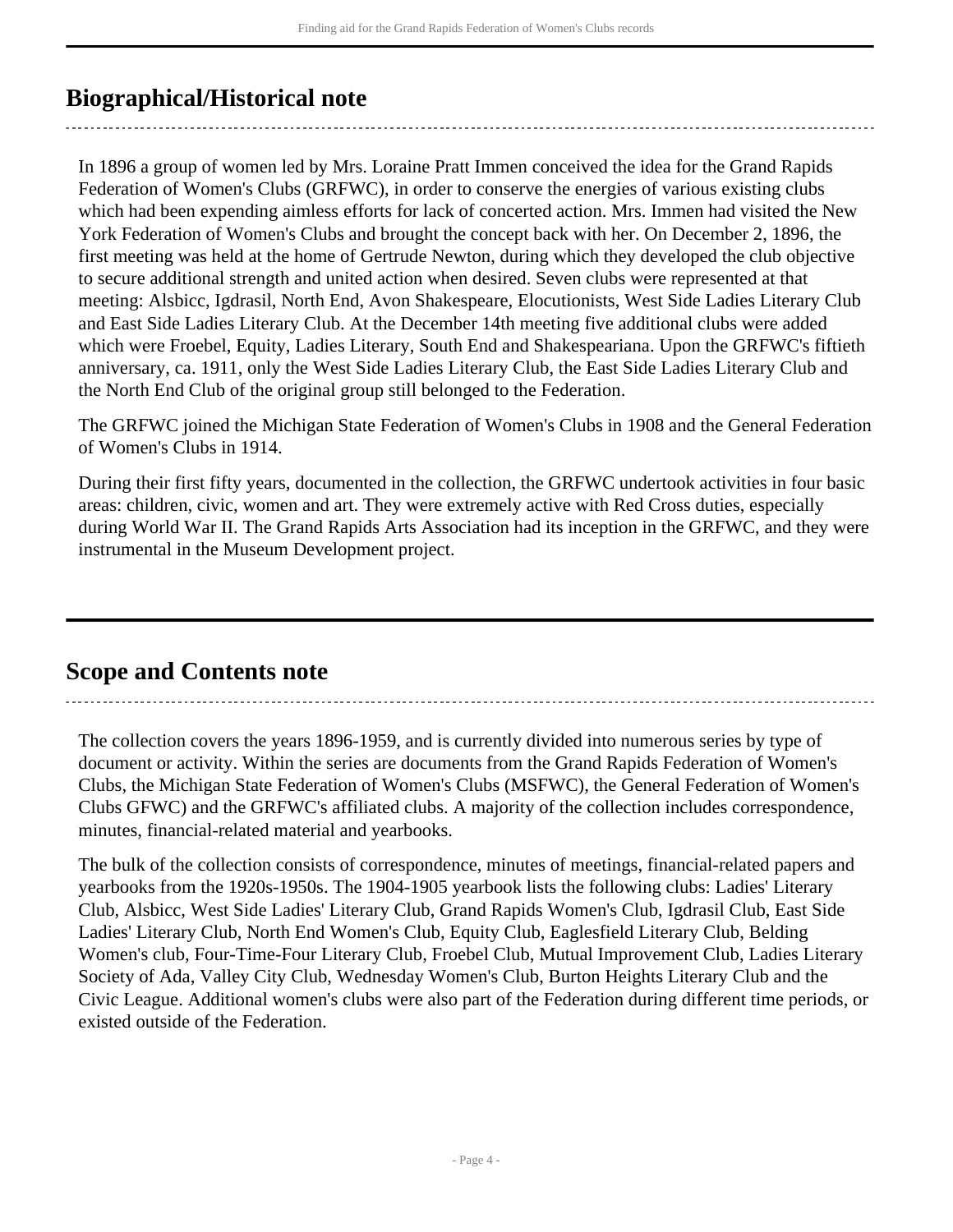## Biographical/Historical note

In 1896 a group of women led by Mrs. Loraine Pratt Immen conceived the idea for the Grand Rapids Federation of Women's Clubs (GRFWC), in order to conserve the energies of various existing clubs which had been expending aimless efforts for lack of concerted action. Mrs. Immen had visited the New York Federation of Women's Clubs and brought the concept back with her. On December 2, 1896, the first meeting was held at the home of Gertrude Newton, during which they developed the club objective to secure additional strength and united action when desired. Seven clubs were represented at that meeting: Alsbicc, Igdrasil, North End, Avon Shakespeare, Elocutionists, West Side Ladies Literary Club and East Side Ladies Literary Club. At the December 14th meeting five additional clubs were added which were Froebel, Equity, Ladies Literary, South End and Shakespeariana. Upon the GRFWC's fiftieth anniversary, ca. 1911, only the West Side Ladies Literary Club, the East Side Ladies Literary Club and the North End Club of the original group still belonged to the Federation.

The GRFWC joined the Michigan State Federation of Women's Clubs in 1908 and the General Federation of Women's Clubs in 1914.

During their first fifty years, documented in the collection, the GRFWC undertook activities in four basic areas: children, civic, women and art. They were extremely active with Red Cross duties, especially during World War II. The Grand Rapids Arts Association had its inception in the GRFWC, and they were instrumental in the Museum Development project.

## Scope and Contents note

The collection covers the years 1896-1959, and is currently divided into numerous series by type of document or activity. Within the series are documents from the Grand Rapids Federation of Women's Clubs, the Michigan State Federation of Women's Clubs (MSFWC), the General Federation of Women's Clubs GFWC) and the GRFWC's affiliated clubs. A majority of the collection includes correspondence, minutes, financial-related material and yearbooks.

The bulk of the collection consists of correspondence, minutes of meetings, financial-related papers and yearbooks from the 1920s-1950s. The 1904-1905 yearbook lists the following clubs: Ladies' Literary Club, Alsbicc, West Side Ladies' Literary Club, Grand Rapids Women's Club, Igdrasil Club, East Side Ladies' Literary Club, North End Women's Club, Equity Club, Eaglesfield Literary Club, Belding Women's club, Four-Time-Four Literary Club, Froebel Club, Mutual Improvement Club, Ladies Literary Society of Ada, Valley City Club, Wednesday Women's Club, Burton Heights Literary Club and the Civic League. Additional women's clubs were also part of the Federation during different time periods, or existed outside of the Federation.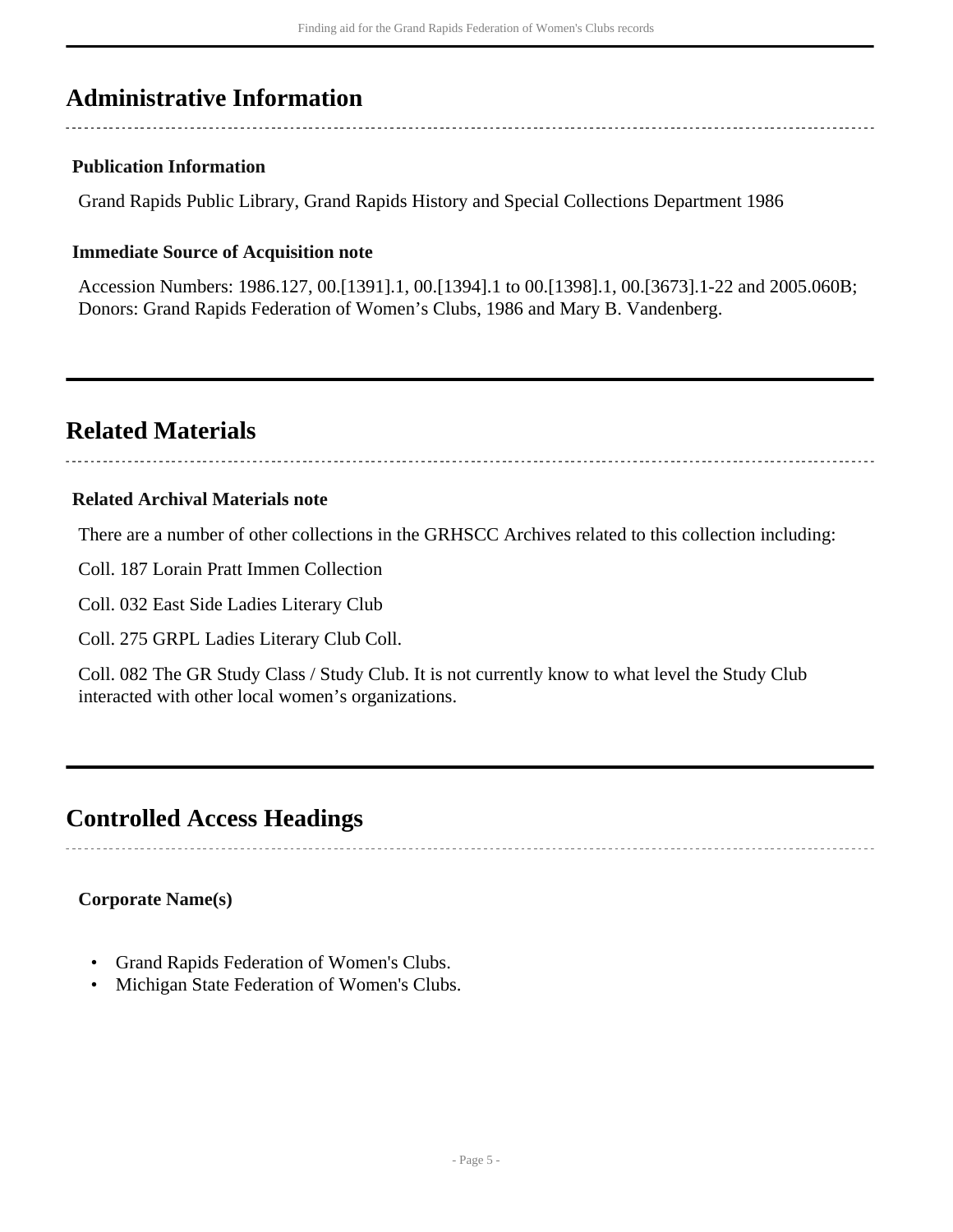## Administrative Information

### Publication Information

Grand Rapids Public Library, Grand Rapids History and Special Collections Department 1986

### Immediate Source of Acquisition note

Accession Numbers: 1986.127, 00.[1391].1, 00.[1394].1 to 00.[1398].1, 00.[3673].1-22 and 2005.060B; Donors: Grand Rapids Federation of Women's Clubs, 1986 and Mary B. Vandenberg.

## Related Materials

### Related Archival Materials note

There are a number of other collections in the GRHSCC Archives related to this collection including:

Coll. 187 Lorain Pratt Immen Collection

Coll. 032 East Side Ladies Literary Club

Coll. 275 GRPL Ladies Literary Club Coll.

Coll. 082 The GR Study Class / Study Club. It is not currently know to what level the Study Club interacted with other local women's organizations.

## Controlled Access Headings

**Corporate Name(s)**

- Grand Rapids Federation of Women's Clubs.
- Michigan State Federation of Women's Clubs.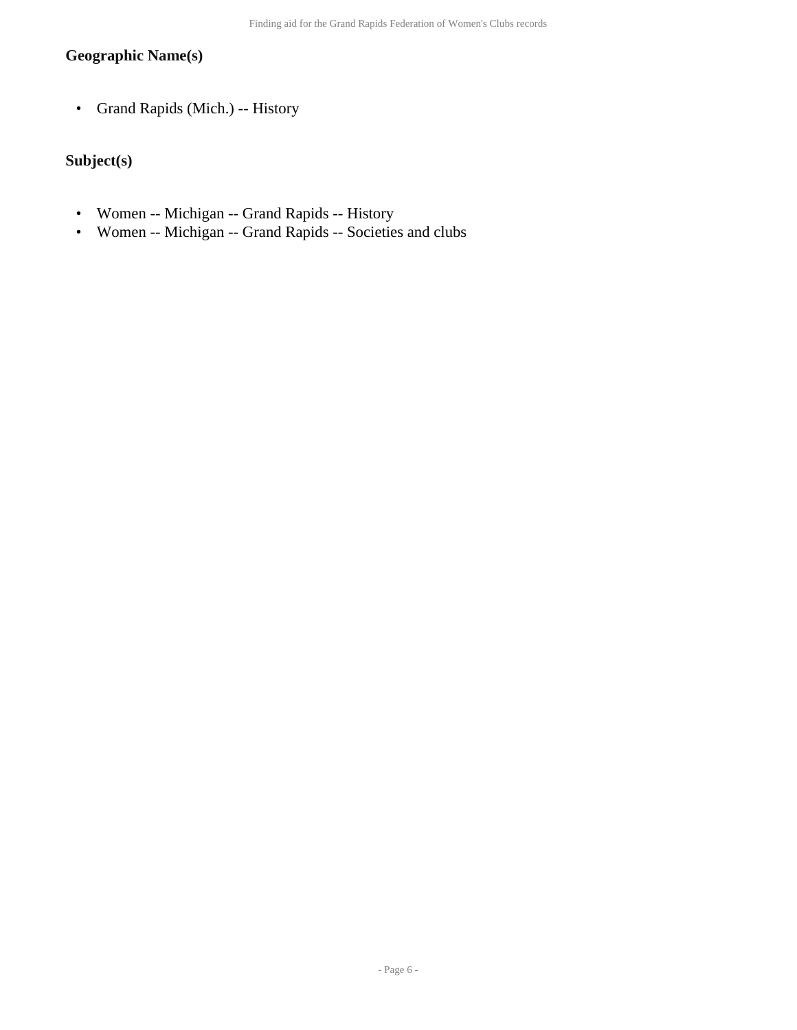### Geographic Name(s)

- Grand Rapids (Mich.) -- History

### Subject(s)

- Women -- Michigan -- Grand Rapids -- History
- Women -- Michigan -- Grand Rapids -- Societies and clubs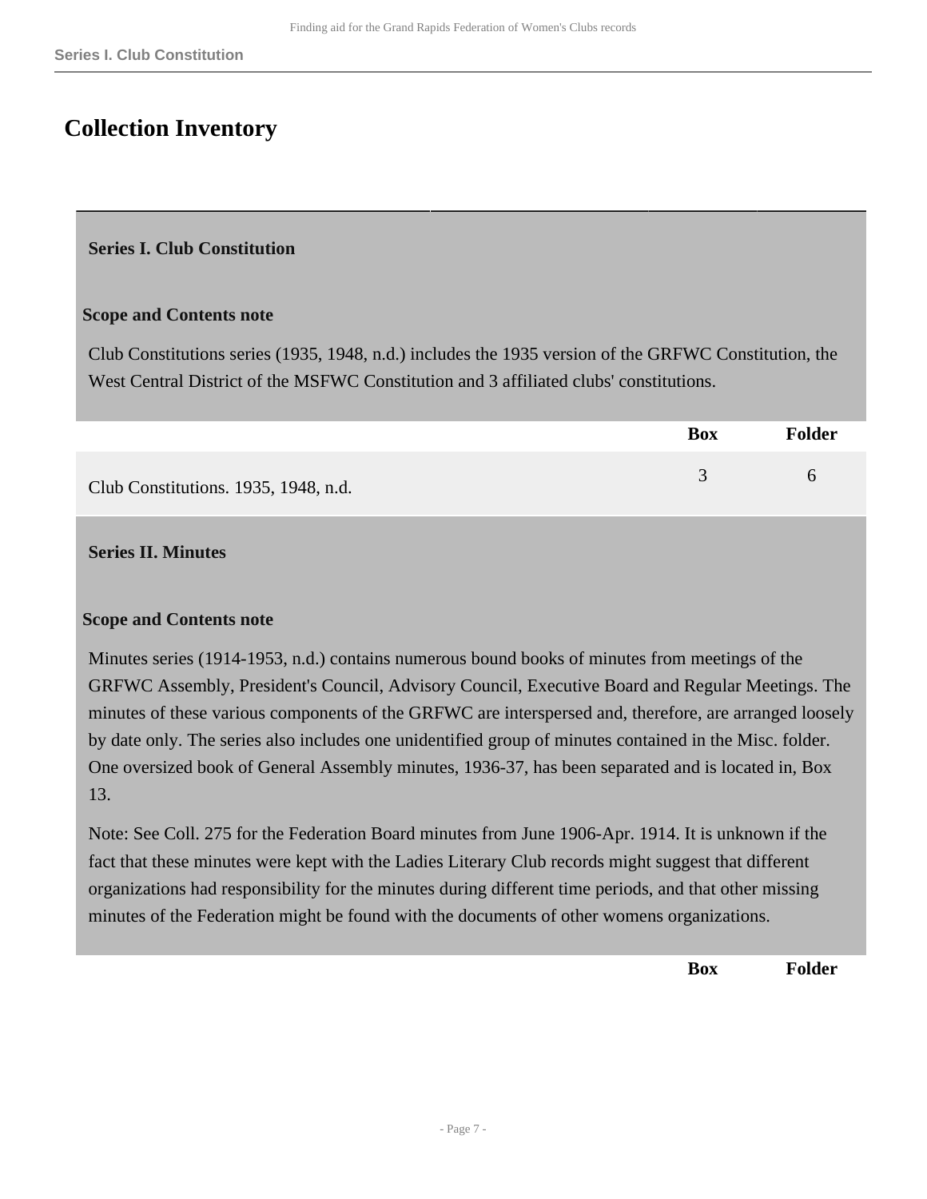# Collection Inventory

## Series I. Club Constitution

### Scope and Contents note

Club Constitutions series (1935, 1948, n.d.) includes the 1935 version of the GRFWC Constitution, the West Central District of the MSFWC Constitution and 3 affiliated clubs' constitutions.

| | Box | Folder |
|---|---|---|
| Club Constitutions. 1935, 1948, n.d. | 3 | 6 |

## Series II. Minutes

### Scope and Contents note

Minutes series (1914-1953, n.d.) contains numerous bound books of minutes from meetings of the GRFWC Assembly, President's Council, Advisory Council, Executive Board and Regular Meetings. The minutes of these various components of the GRFWC are interspersed and, therefore, are arranged loosely by date only. The series also includes one unidentified group of minutes contained in the Misc. folder. One oversized book of General Assembly minutes, 1936-37, has been separated and is located in, Box 13.

Note: See Coll. 275 for the Federation Board minutes from June 1906-Apr. 1914. It is unknown if the fact that these minutes were kept with the Ladies Literary Club records might suggest that different organizations had responsibility for the minutes during different time periods, and that other missing minutes of the Federation might be found with the documents of other womens organizations.

| | Box | Folder |
|---|---|---|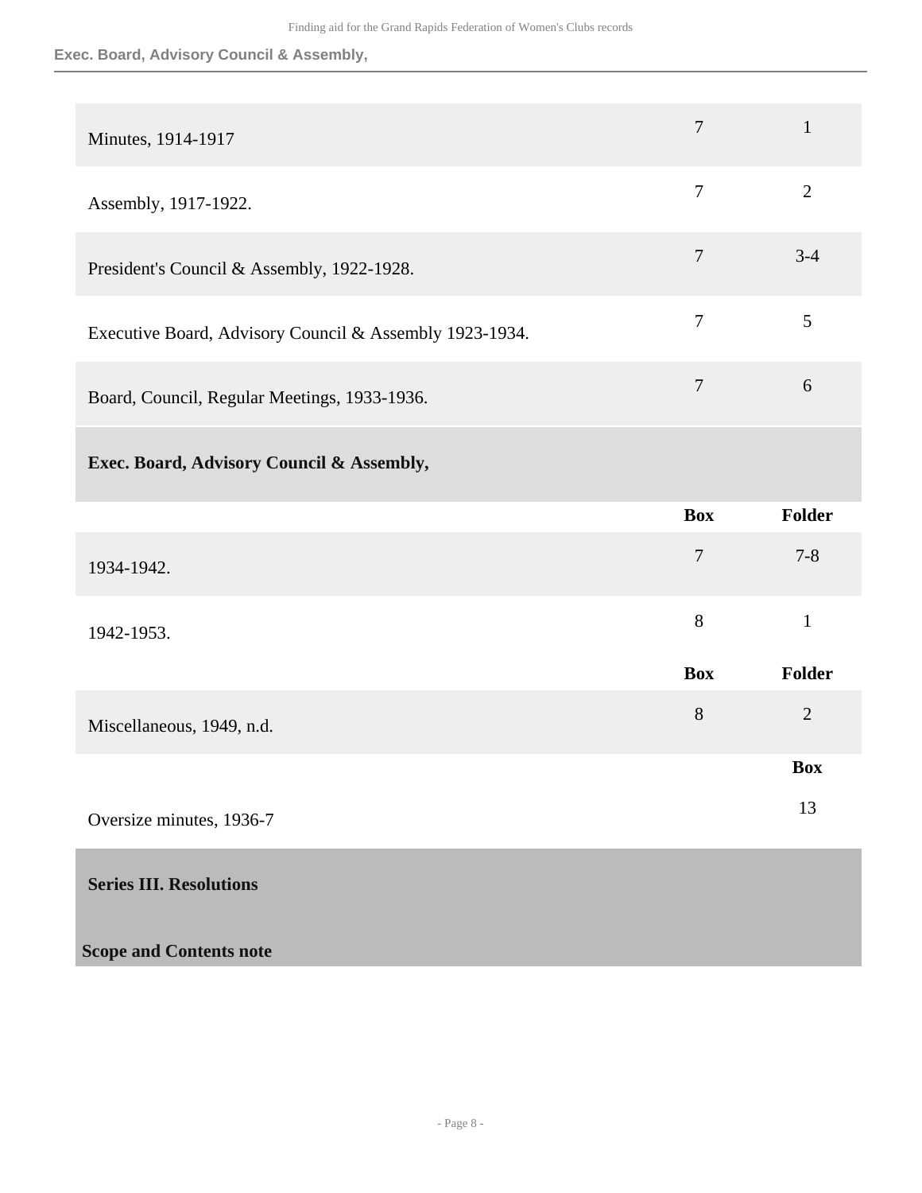| | Box | Folder |
|---|---|---|
| Minutes, 1914-1917 | 7 | 1 |
| Assembly, 1917-1922. | 7 | 2 |
| President's Council & Assembly, 1922-1928. | 7 | 3-4 |
| Executive Board, Advisory Council & Assembly 1923-1934. | 7 | 5 |
| Board, Council, Regular Meetings, 1933-1936. | 7 | 6 |

### Exec. Board, Advisory Council & Assembly,

| | Box | Folder |
|---|---|---|
| 1934-1942. | 7 | 7-8 |
| 1942-1953. | 8 | 1 |

| | Box | Folder |
|---|---|---|
| Miscellaneous, 1949, n.d. | 8 | 2 |

| | Box |
|---|---|
| Oversize minutes, 1936-7 | 13 |

## Series III. Resolutions

**Scope and Contents note**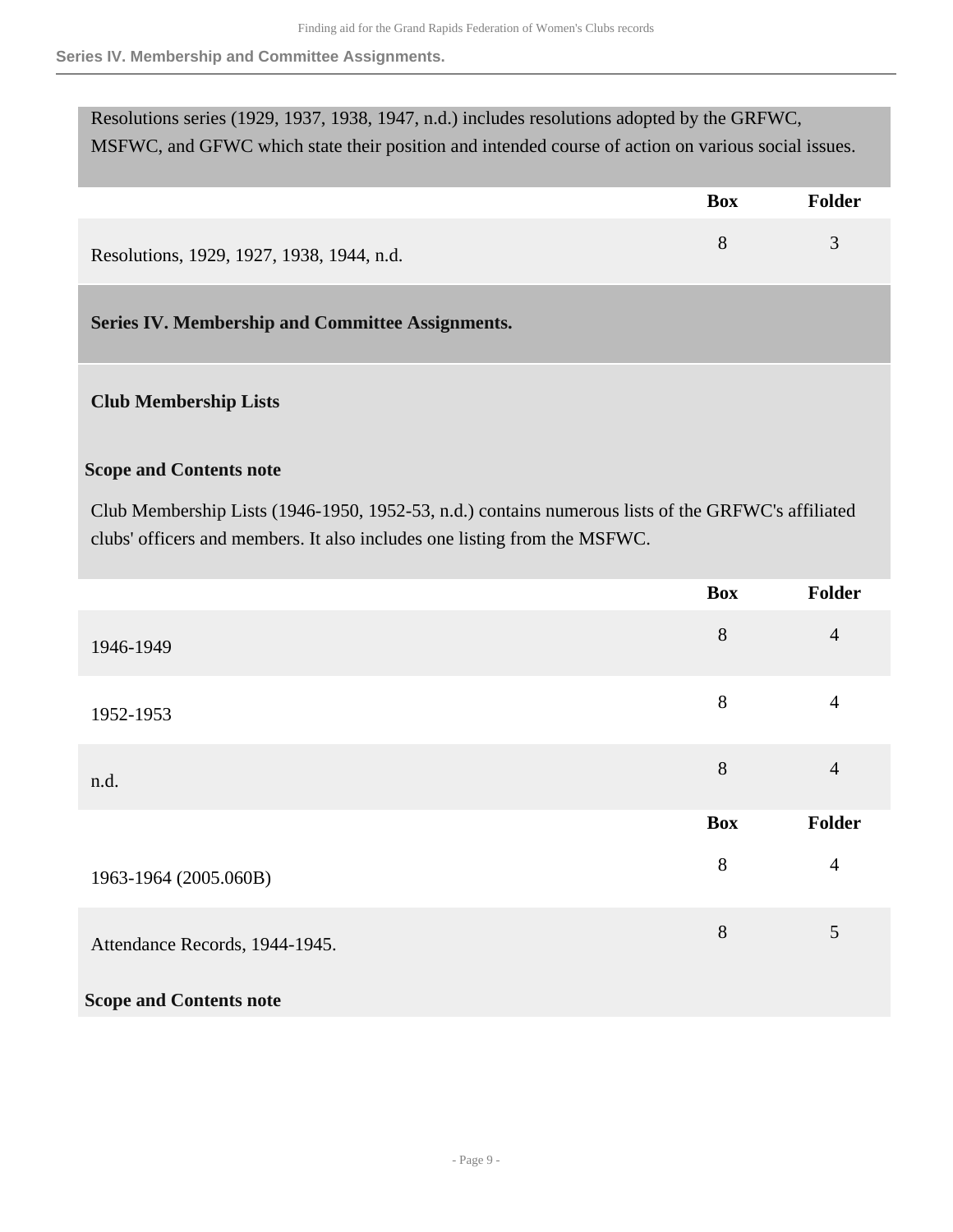Resolutions series (1929, 1937, 1938, 1947, n.d.) includes resolutions adopted by the GRFWC, MSFWC, and GFWC which state their position and intended course of action on various social issues.

| | Box | Folder |
|---|---|---|
| Resolutions, 1929, 1927, 1938, 1944, n.d. | 8 | 3 |

## Series IV. Membership and Committee Assignments.

### Club Membership Lists

**Scope and Contents note**

Club Membership Lists (1946-1950, 1952-53, n.d.) contains numerous lists of the GRFWC's affiliated clubs' officers and members. It also includes one listing from the MSFWC.

| | Box | Folder |
|---|---|---|
| 1946-1949 | 8 | 4 |
| 1952-1953 | 8 | 4 |
| n.d. | 8 | 4 |

| | Box | Folder |
|---|---|---|
| 1963-1964 (2005.060B) | 8 | 4 |
| Attendance Records, 1944-1945. | 8 | 5 |

**Scope and Contents note**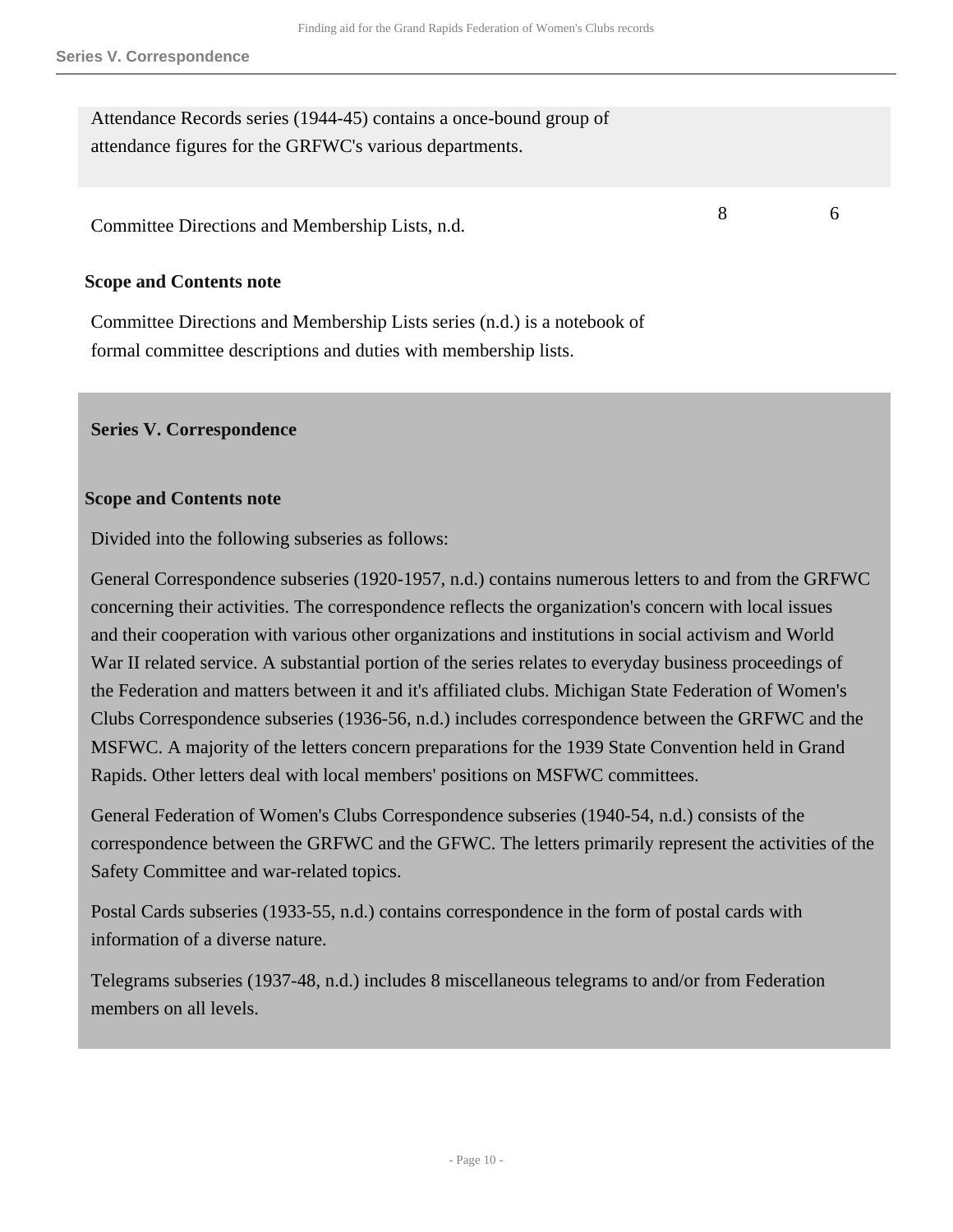Attendance Records series (1944-45) contains a once-bound group of attendance figures for the GRFWC's various departments.

| | | |
|---|---|---|
| Committee Directions and Membership Lists, n.d. | 8 | 6 |

**Scope and Contents note**

Committee Directions and Membership Lists series (n.d.) is a notebook of formal committee descriptions and duties with membership lists.

## Series V. Correspondence

**Scope and Contents note**

Divided into the following subseries as follows:

General Correspondence subseries (1920-1957, n.d.) contains numerous letters to and from the GRFWC concerning their activities. The correspondence reflects the organization's concern with local issues and their cooperation with various other organizations and institutions in social activism and World War II related service. A substantial portion of the series relates to everyday business proceedings of the Federation and matters between it and it's affiliated clubs. Michigan State Federation of Women's Clubs Correspondence subseries (1936-56, n.d.) includes correspondence between the GRFWC and the MSFWC. A majority of the letters concern preparations for the 1939 State Convention held in Grand Rapids. Other letters deal with local members' positions on MSFWC committees.

General Federation of Women's Clubs Correspondence subseries (1940-54, n.d.) consists of the correspondence between the GRFWC and the GFWC. The letters primarily represent the activities of the Safety Committee and war-related topics.

Postal Cards subseries (1933-55, n.d.) contains correspondence in the form of postal cards with information of a diverse nature.

Telegrams subseries (1937-48, n.d.) includes 8 miscellaneous telegrams to and/or from Federation members on all levels.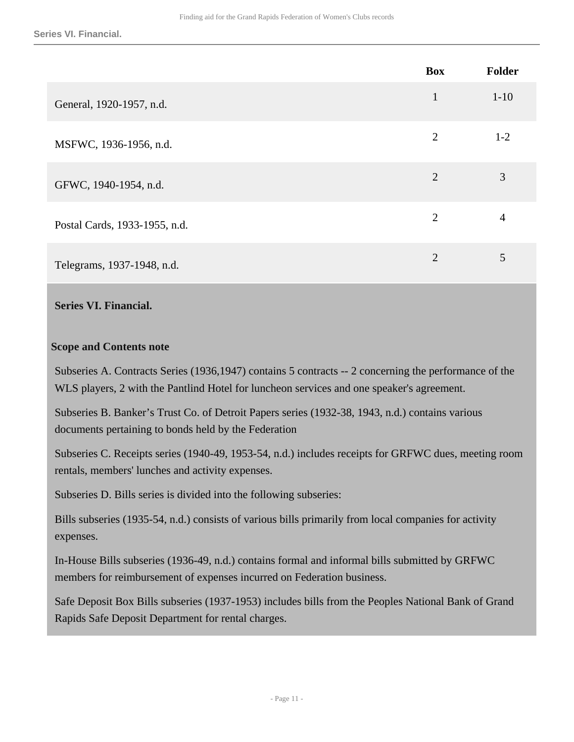| | Box | Folder |
|---|---|---|
| General, 1920-1957, n.d. | 1 | 1-10 |
| MSFWC, 1936-1956, n.d. | 2 | 1-2 |
| GFWC, 1940-1954, n.d. | 2 | 3 |
| Postal Cards, 1933-1955, n.d. | 2 | 4 |
| Telegrams, 1937-1948, n.d. | 2 | 5 |

## Series VI. Financial.

### Scope and Contents note

Subseries A. Contracts Series (1936,1947) contains 5 contracts -- 2 concerning the performance of the WLS players, 2 with the Pantlind Hotel for luncheon services and one speaker's agreement.

Subseries B. Banker's Trust Co. of Detroit Papers series (1932-38, 1943, n.d.) contains various documents pertaining to bonds held by the Federation

Subseries C. Receipts series (1940-49, 1953-54, n.d.) includes receipts for GRFWC dues, meeting room rentals, members' lunches and activity expenses.

Subseries D. Bills series is divided into the following subseries:

Bills subseries (1935-54, n.d.) consists of various bills primarily from local companies for activity expenses.

In-House Bills subseries (1936-49, n.d.) contains formal and informal bills submitted by GRFWC members for reimbursement of expenses incurred on Federation business.

Safe Deposit Box Bills subseries (1937-1953) includes bills from the Peoples National Bank of Grand Rapids Safe Deposit Department for rental charges.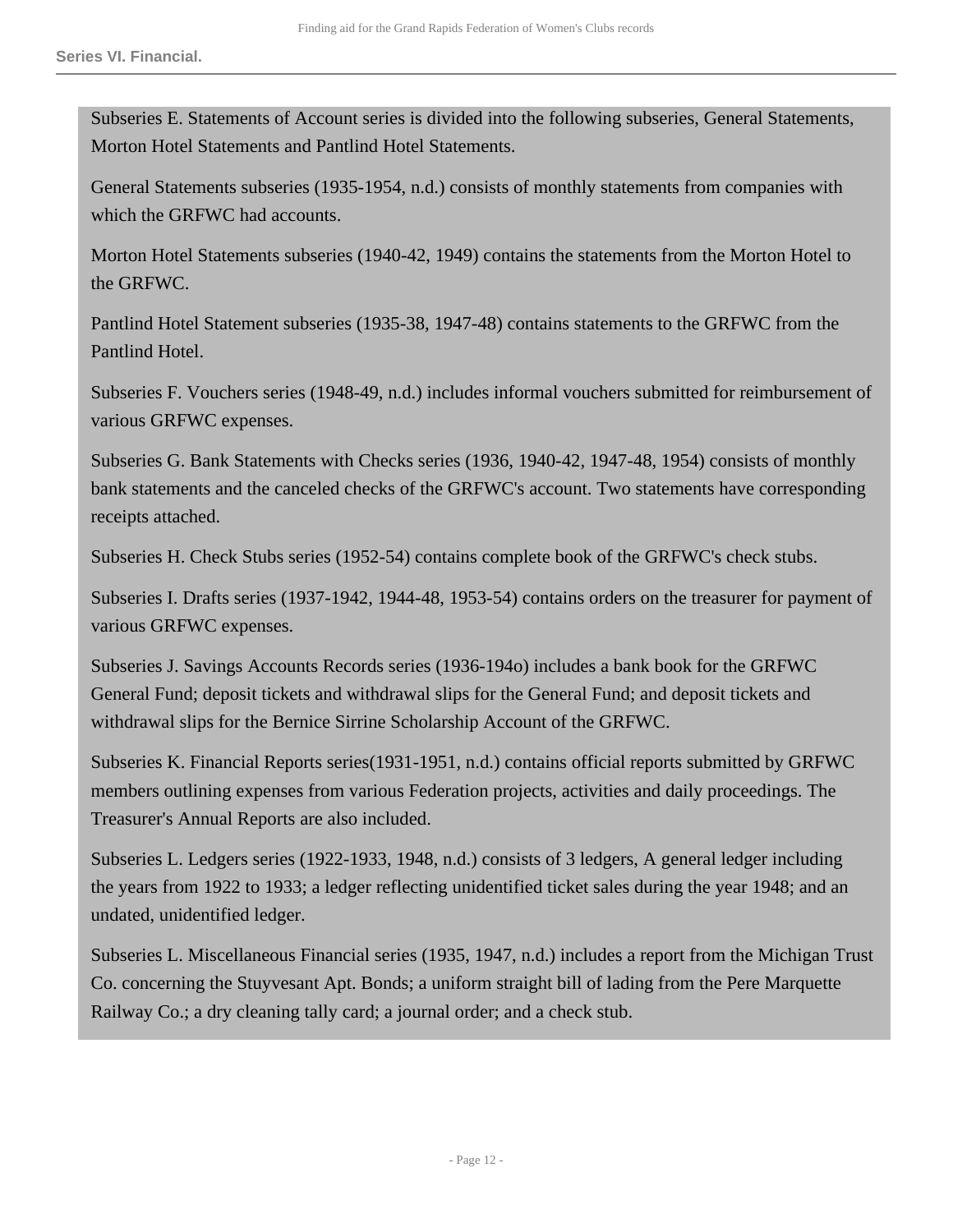Subseries E. Statements of Account series is divided into the following subseries, General Statements, Morton Hotel Statements and Pantlind Hotel Statements.

General Statements subseries (1935-1954, n.d.) consists of monthly statements from companies with which the GRFWC had accounts.

Morton Hotel Statements subseries (1940-42, 1949) contains the statements from the Morton Hotel to the GRFWC.

Pantlind Hotel Statement subseries (1935-38, 1947-48) contains statements to the GRFWC from the Pantlind Hotel.

Subseries F. Vouchers series (1948-49, n.d.) includes informal vouchers submitted for reimbursement of various GRFWC expenses.

Subseries G. Bank Statements with Checks series (1936, 1940-42, 1947-48, 1954) consists of monthly bank statements and the canceled checks of the GRFWC's account. Two statements have corresponding receipts attached.

Subseries H. Check Stubs series (1952-54) contains complete book of the GRFWC's check stubs.

Subseries I. Drafts series (1937-1942, 1944-48, 1953-54) contains orders on the treasurer for payment of various GRFWC expenses.

Subseries J. Savings Accounts Records series (1936-194o) includes a bank book for the GRFWC General Fund; deposit tickets and withdrawal slips for the General Fund; and deposit tickets and withdrawal slips for the Bernice Sirrine Scholarship Account of the GRFWC.

Subseries K. Financial Reports series(1931-1951, n.d.) contains official reports submitted by GRFWC members outlining expenses from various Federation projects, activities and daily proceedings. The Treasurer's Annual Reports are also included.

Subseries L. Ledgers series (1922-1933, 1948, n.d.) consists of 3 ledgers, A general ledger including the years from 1922 to 1933; a ledger reflecting unidentified ticket sales during the year 1948; and an undated, unidentified ledger.

Subseries L. Miscellaneous Financial series (1935, 1947, n.d.) includes a report from the Michigan Trust Co. concerning the Stuyvesant Apt. Bonds; a uniform straight bill of lading from the Pere Marquette Railway Co.; a dry cleaning tally card; a journal order; and a check stub.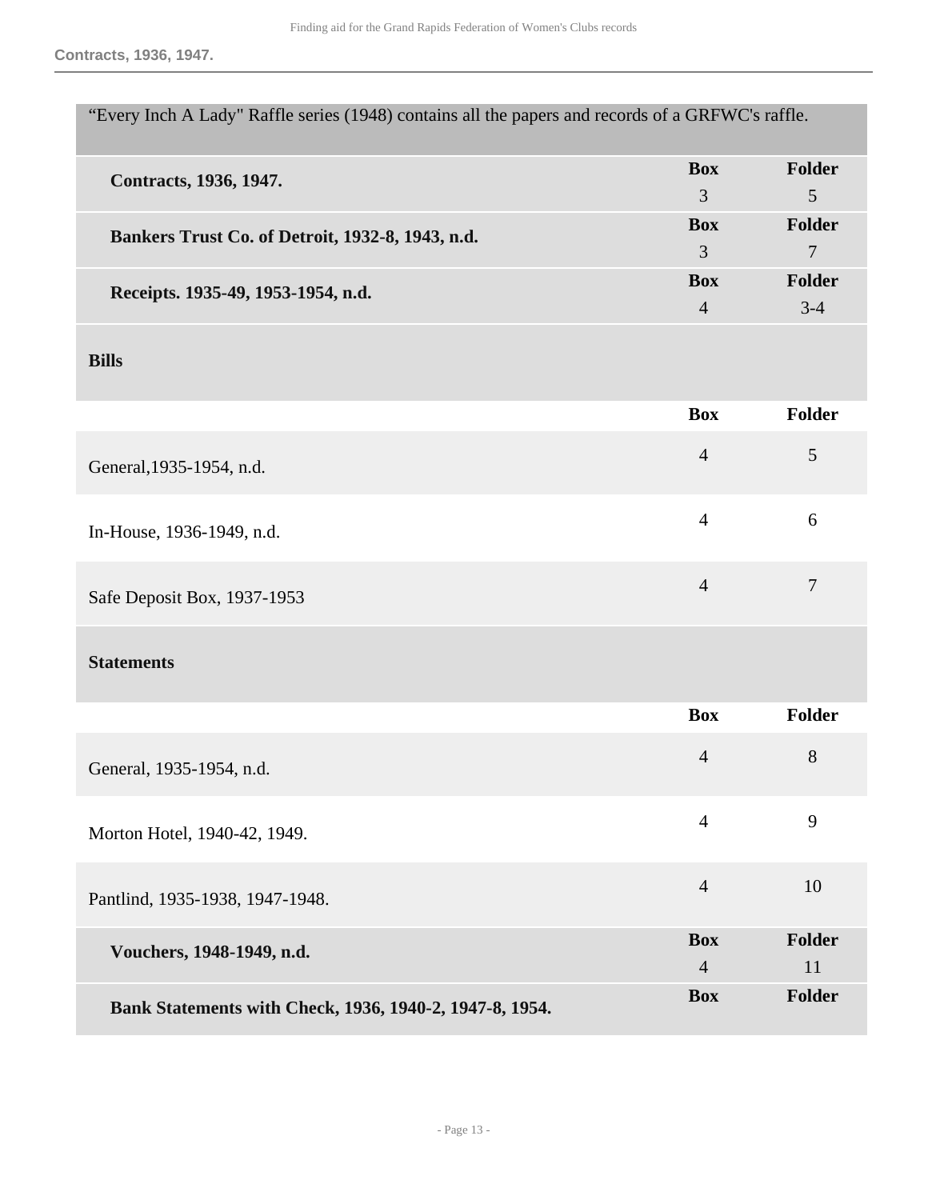"Every Inch A Lady" Raffle series (1948) contains all the papers and records of a GRFWC's raffle.

| | Box | Folder |
|---|---|---|
| **Contracts, 1936, 1947.** | 3 | 5 |
| **Bankers Trust Co. of Detroit, 1932-8, 1943, n.d.** | 3 | 7 |
| **Receipts. 1935-49, 1953-1954, n.d.** | 4 | 3-4 |

**Bills**

| | Box | Folder |
|---|---|---|
| General,1935-1954, n.d. | 4 | 5 |
| In-House, 1936-1949, n.d. | 4 | 6 |
| Safe Deposit Box, 1937-1953 | 4 | 7 |

**Statements**

| | Box | Folder |
|---|---|---|
| General, 1935-1954, n.d. | 4 | 8 |
| Morton Hotel, 1940-42, 1949. | 4 | 9 |
| Pantlind, 1935-1938, 1947-1948. | 4 | 10 |

| | Box | Folder |
|---|---|---|
| **Vouchers, 1948-1949, n.d.** | 4 | 11 |
| **Bank Statements with Check, 1936, 1940-2, 1947-8, 1954.** | | |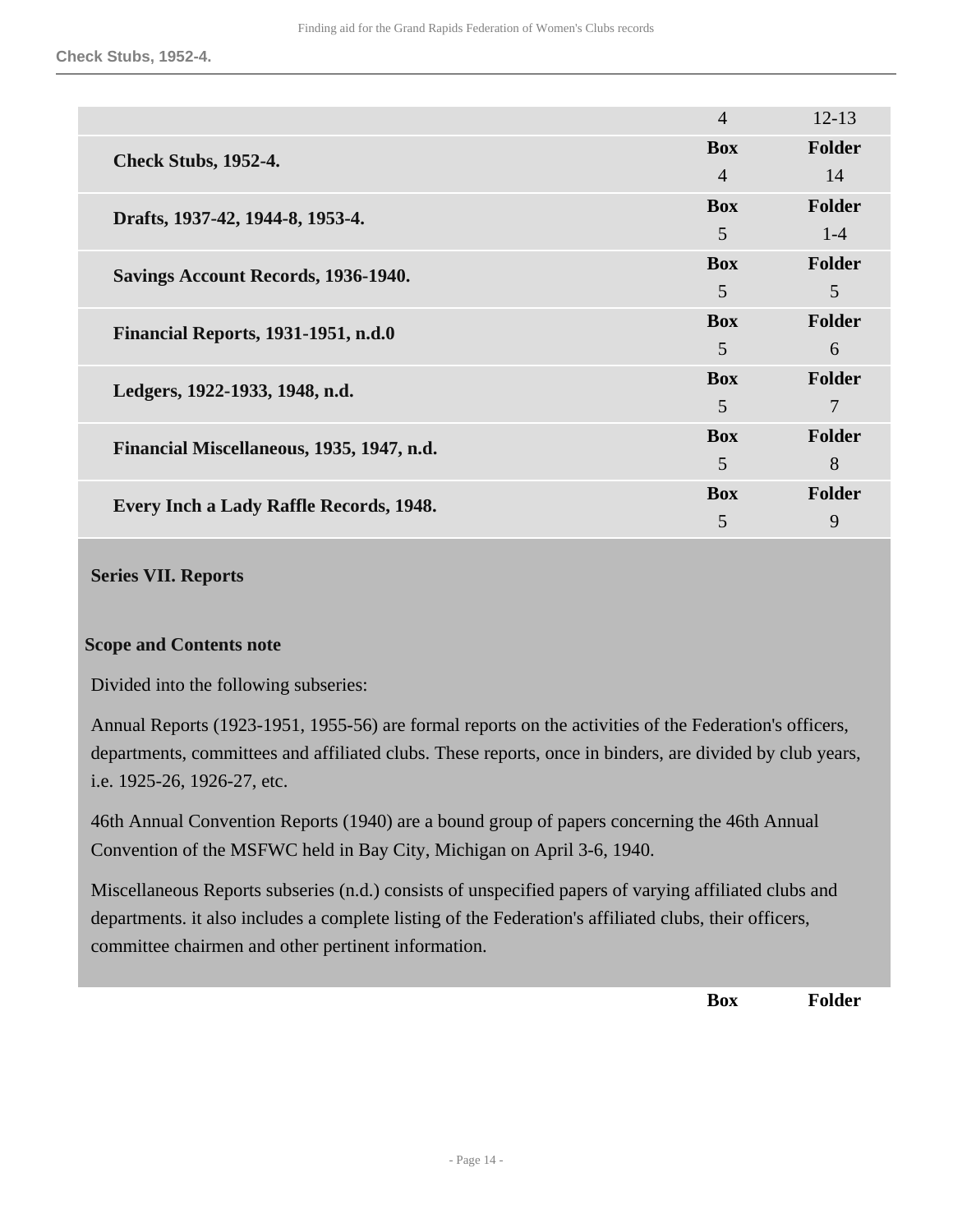| | Box | Folder |
|---|---|---|
| | 4 | 12-13 |
| **Check Stubs, 1952-4.** | 4 | 14 |
| **Drafts, 1937-42, 1944-8, 1953-4.** | 5 | 1-4 |
| **Savings Account Records, 1936-1940.** | 5 | 5 |
| **Financial Reports, 1931-1951, n.d.0** | 5 | 6 |
| **Ledgers, 1922-1933, 1948, n.d.** | 5 | 7 |
| **Financial Miscellaneous, 1935, 1947, n.d.** | 5 | 8 |
| **Every Inch a Lady Raffle Records, 1948.** | 5 | 9 |

**Series VII. Reports**

**Scope and Contents note**

Divided into the following subseries:

Annual Reports (1923-1951, 1955-56) are formal reports on the activities of the Federation's officers, departments, committees and affiliated clubs. These reports, once in binders, are divided by club years, i.e. 1925-26, 1926-27, etc.

46th Annual Convention Reports (1940) are a bound group of papers concerning the 46th Annual Convention of the MSFWC held in Bay City, Michigan on April 3-6, 1940.

Miscellaneous Reports subseries (n.d.) consists of unspecified papers of varying affiliated clubs and departments. it also includes a complete listing of the Federation's affiliated clubs, their officers, committee chairmen and other pertinent information.

| | Box | Folder |
|---|---|---|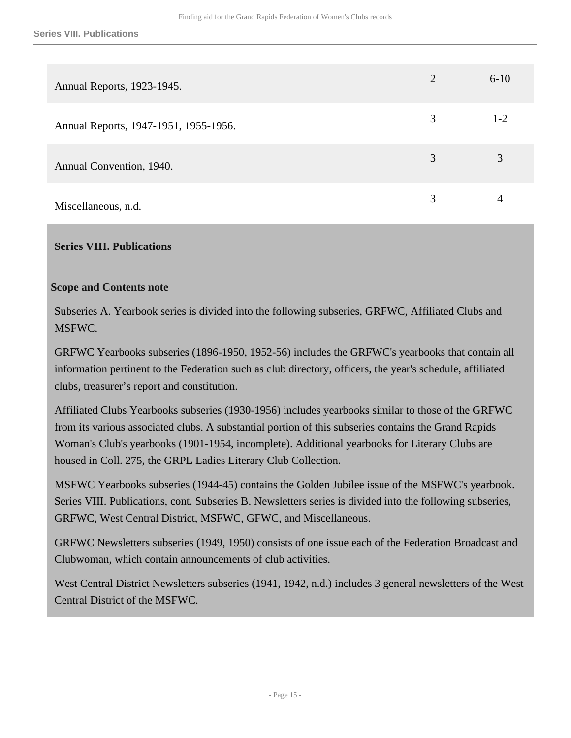| | | |
|---|---|---|
| Annual Reports, 1923-1945. | 2 | 6-10 |
| Annual Reports, 1947-1951, 1955-1956. | 3 | 1-2 |
| Annual Convention, 1940. | 3 | 3 |
| Miscellaneous, n.d. | 3 | 4 |

**Series VIII. Publications**

**Scope and Contents note**

Subseries A. Yearbook series is divided into the following subseries, GRFWC, Affiliated Clubs and MSFWC.

GRFWC Yearbooks subseries (1896-1950, 1952-56) includes the GRFWC's yearbooks that contain all information pertinent to the Federation such as club directory, officers, the year's schedule, affiliated clubs, treasurer's report and constitution.

Affiliated Clubs Yearbooks subseries (1930-1956) includes yearbooks similar to those of the GRFWC from its various associated clubs. A substantial portion of this subseries contains the Grand Rapids Woman's Club's yearbooks (1901-1954, incomplete). Additional yearbooks for Literary Clubs are housed in Coll. 275, the GRPL Ladies Literary Club Collection.

MSFWC Yearbooks subseries (1944-45) contains the Golden Jubilee issue of the MSFWC's yearbook. Series VIII. Publications, cont. Subseries B. Newsletters series is divided into the following subseries, GRFWC, West Central District, MSFWC, GFWC, and Miscellaneous.

GRFWC Newsletters subseries (1949, 1950) consists of one issue each of the Federation Broadcast and Clubwoman, which contain announcements of club activities.

West Central District Newsletters subseries (1941, 1942, n.d.) includes 3 general newsletters of the West Central District of the MSFWC.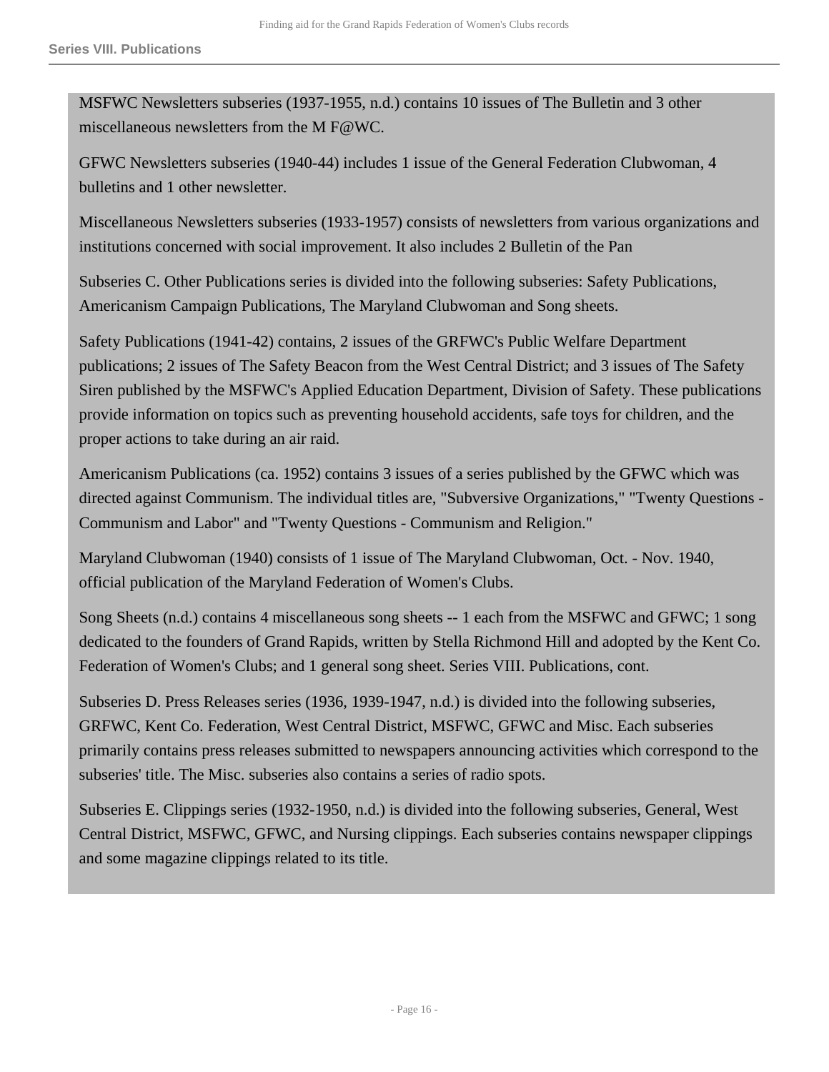MSFWC Newsletters subseries (1937-1955, n.d.) contains 10 issues of The Bulletin and 3 other miscellaneous newsletters from the M F@WC.

GFWC Newsletters subseries (1940-44) includes 1 issue of the General Federation Clubwoman, 4 bulletins and 1 other newsletter.

Miscellaneous Newsletters subseries (1933-1957) consists of newsletters from various organizations and institutions concerned with social improvement. It also includes 2 Bulletin of the Pan

Subseries C. Other Publications series is divided into the following subseries: Safety Publications, Americanism Campaign Publications, The Maryland Clubwoman and Song sheets.

Safety Publications (1941-42) contains, 2 issues of the GRFWC's Public Welfare Department publications; 2 issues of The Safety Beacon from the West Central District; and 3 issues of The Safety Siren published by the MSFWC's Applied Education Department, Division of Safety. These publications provide information on topics such as preventing household accidents, safe toys for children, and the proper actions to take during an air raid.

Americanism Publications (ca. 1952) contains 3 issues of a series published by the GFWC which was directed against Communism. The individual titles are, "Subversive Organizations," "Twenty Questions - Communism and Labor" and "Twenty Questions - Communism and Religion."

Maryland Clubwoman (1940) consists of 1 issue of The Maryland Clubwoman, Oct. - Nov. 1940, official publication of the Maryland Federation of Women's Clubs.

Song Sheets (n.d.) contains 4 miscellaneous song sheets -- 1 each from the MSFWC and GFWC; 1 song dedicated to the founders of Grand Rapids, written by Stella Richmond Hill and adopted by the Kent Co. Federation of Women's Clubs; and 1 general song sheet. Series VIII. Publications, cont.

Subseries D. Press Releases series (1936, 1939-1947, n.d.) is divided into the following subseries, GRFWC, Kent Co. Federation, West Central District, MSFWC, GFWC and Misc. Each subseries primarily contains press releases submitted to newspapers announcing activities which correspond to the subseries' title. The Misc. subseries also contains a series of radio spots.

Subseries E. Clippings series (1932-1950, n.d.) is divided into the following subseries, General, West Central District, MSFWC, GFWC, and Nursing clippings. Each subseries contains newspaper clippings and some magazine clippings related to its title.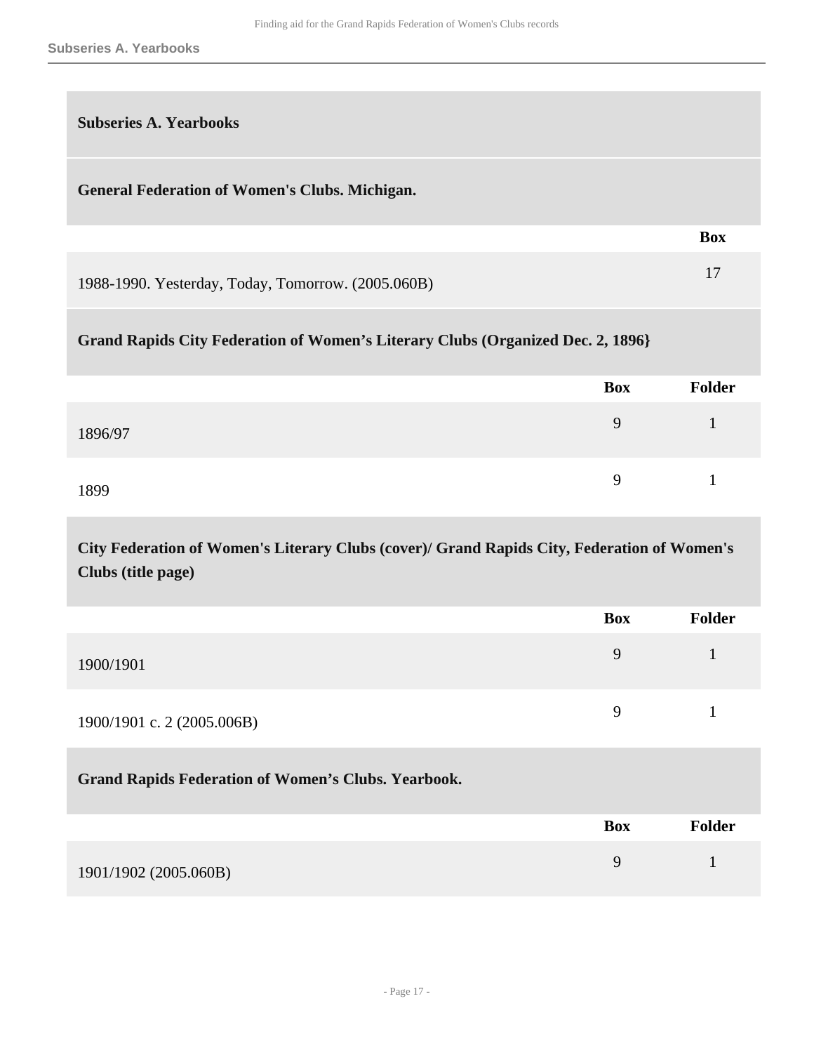## Subseries A. Yearbooks

### General Federation of Women's Clubs. Michigan.

| | Box |
|---|---|
| 1988-1990. Yesterday, Today, Tomorrow. (2005.060B) | 17 |

### Grand Rapids City Federation of Women's Literary Clubs (Organized Dec. 2, 1896}

| | Box | Folder |
|---|---|---|
| 1896/97 | 9 | 1 |
| 1899 | 9 | 1 |

### City Federation of Women's Literary Clubs (cover)/ Grand Rapids City, Federation of Women's Clubs (title page)

| | Box | Folder |
|---|---|---|
| 1900/1901 | 9 | 1 |
| 1900/1901 c. 2 (2005.006B) | 9 | 1 |

### Grand Rapids Federation of Women's Clubs. Yearbook.

| | Box | Folder |
|---|---|---|
| 1901/1902 (2005.060B) | 9 | 1 |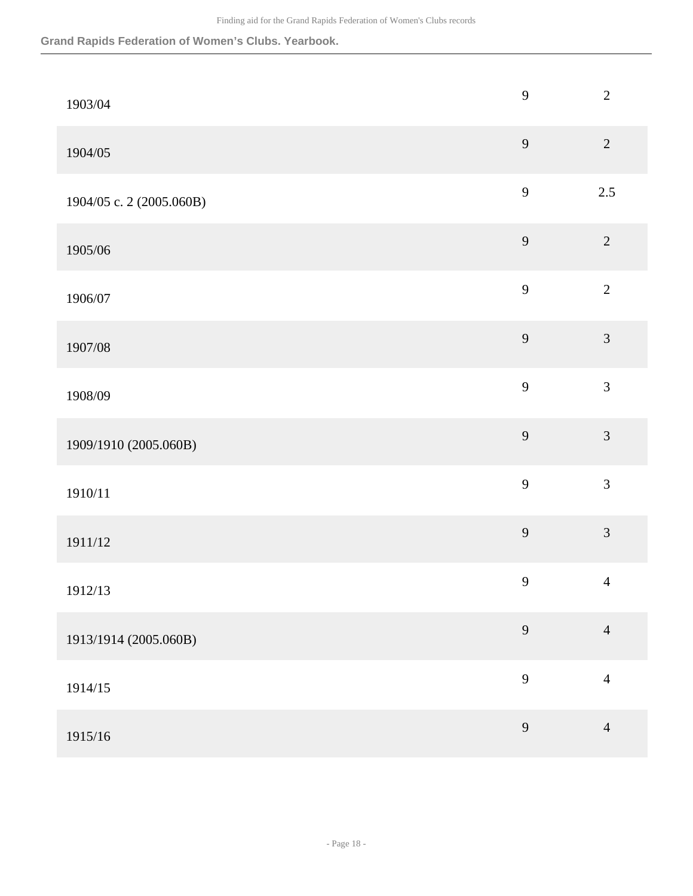**Grand Rapids Federation of Women's Clubs. Yearbook.**

| | | |
|---|---|---|
| 1903/04 | 9 | 2 |
| 1904/05 | 9 | 2 |
| 1904/05 c. 2 (2005.060B) | 9 | 2.5 |
| 1905/06 | 9 | 2 |
| 1906/07 | 9 | 2 |
| 1907/08 | 9 | 3 |
| 1908/09 | 9 | 3 |
| 1909/1910 (2005.060B) | 9 | 3 |
| 1910/11 | 9 | 3 |
| 1911/12 | 9 | 3 |
| 1912/13 | 9 | 4 |
| 1913/1914 (2005.060B) | 9 | 4 |
| 1914/15 | 9 | 4 |
| 1915/16 | 9 | 4 |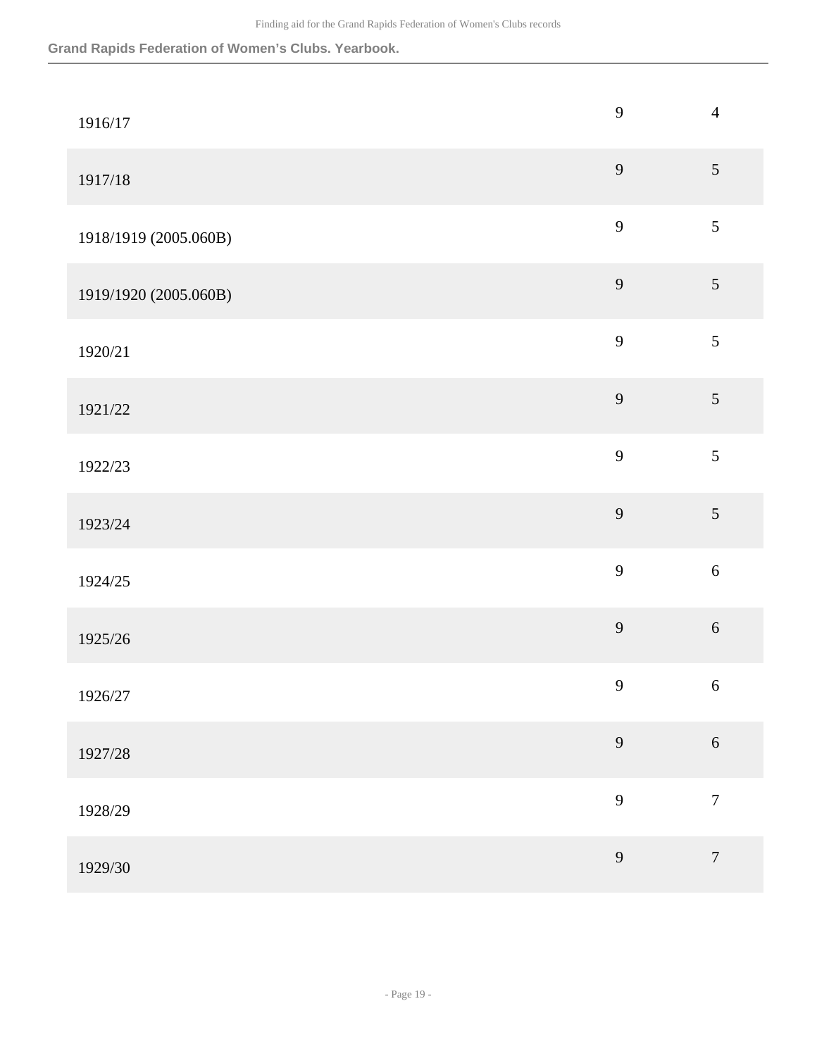**Grand Rapids Federation of Women's Clubs. Yearbook.**

| | | |
|---|---|---|
| 1916/17 | 9 | 4 |
| 1917/18 | 9 | 5 |
| 1918/1919 (2005.060B) | 9 | 5 |
| 1919/1920 (2005.060B) | 9 | 5 |
| 1920/21 | 9 | 5 |
| 1921/22 | 9 | 5 |
| 1922/23 | 9 | 5 |
| 1923/24 | 9 | 5 |
| 1924/25 | 9 | 6 |
| 1925/26 | 9 | 6 |
| 1926/27 | 9 | 6 |
| 1927/28 | 9 | 6 |
| 1928/29 | 9 | 7 |
| 1929/30 | 9 | 7 |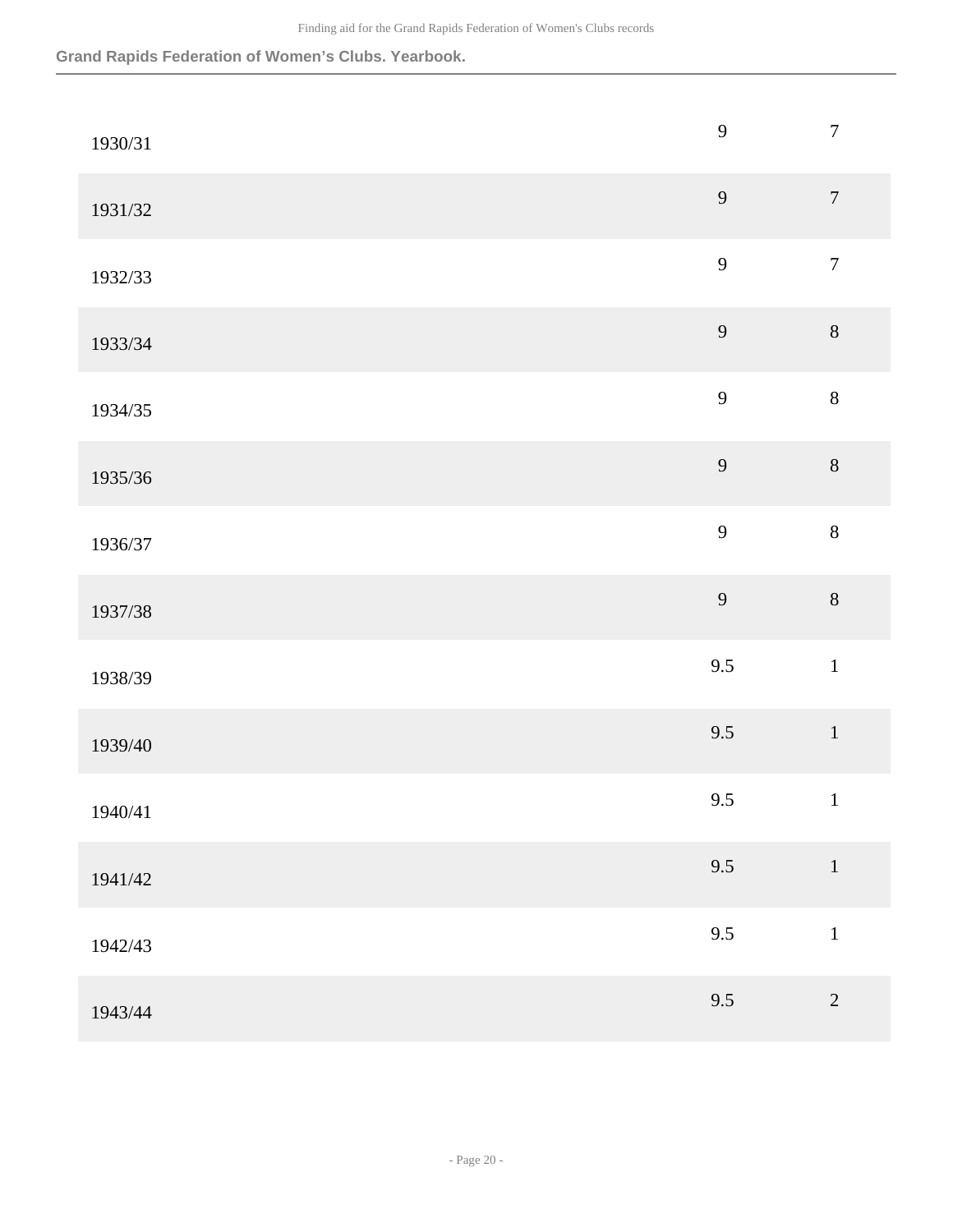**Grand Rapids Federation of Women's Clubs. Yearbook.**

| | | |
|---|---|---|
| 1930/31 | 9 | 7 |
| 1931/32 | 9 | 7 |
| 1932/33 | 9 | 7 |
| 1933/34 | 9 | 8 |
| 1934/35 | 9 | 8 |
| 1935/36 | 9 | 8 |
| 1936/37 | 9 | 8 |
| 1937/38 | 9 | 8 |
| 1938/39 | 9.5 | 1 |
| 1939/40 | 9.5 | 1 |
| 1940/41 | 9.5 | 1 |
| 1941/42 | 9.5 | 1 |
| 1942/43 | 9.5 | 1 |
| 1943/44 | 9.5 | 2 |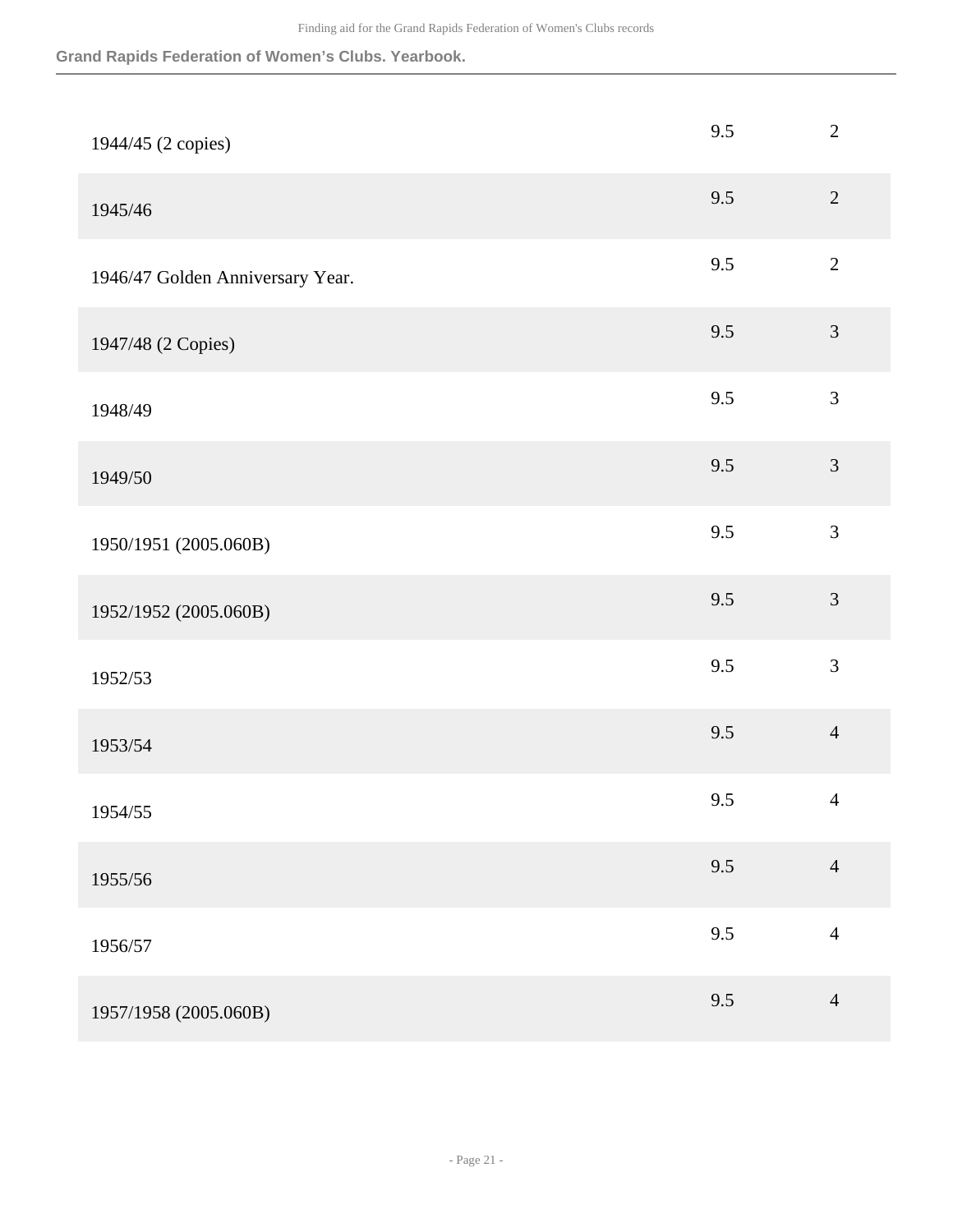**Grand Rapids Federation of Women's Clubs. Yearbook.**

| | | |
|---|---|---|
| 1944/45 (2 copies) | 9.5 | 2 |
| 1945/46 | 9.5 | 2 |
| 1946/47 Golden Anniversary Year. | 9.5 | 2 |
| 1947/48 (2 Copies) | 9.5 | 3 |
| 1948/49 | 9.5 | 3 |
| 1949/50 | 9.5 | 3 |
| 1950/1951 (2005.060B) | 9.5 | 3 |
| 1952/1952 (2005.060B) | 9.5 | 3 |
| 1952/53 | 9.5 | 3 |
| 1953/54 | 9.5 | 4 |
| 1954/55 | 9.5 | 4 |
| 1955/56 | 9.5 | 4 |
| 1956/57 | 9.5 | 4 |
| 1957/1958 (2005.060B) | 9.5 | 4 |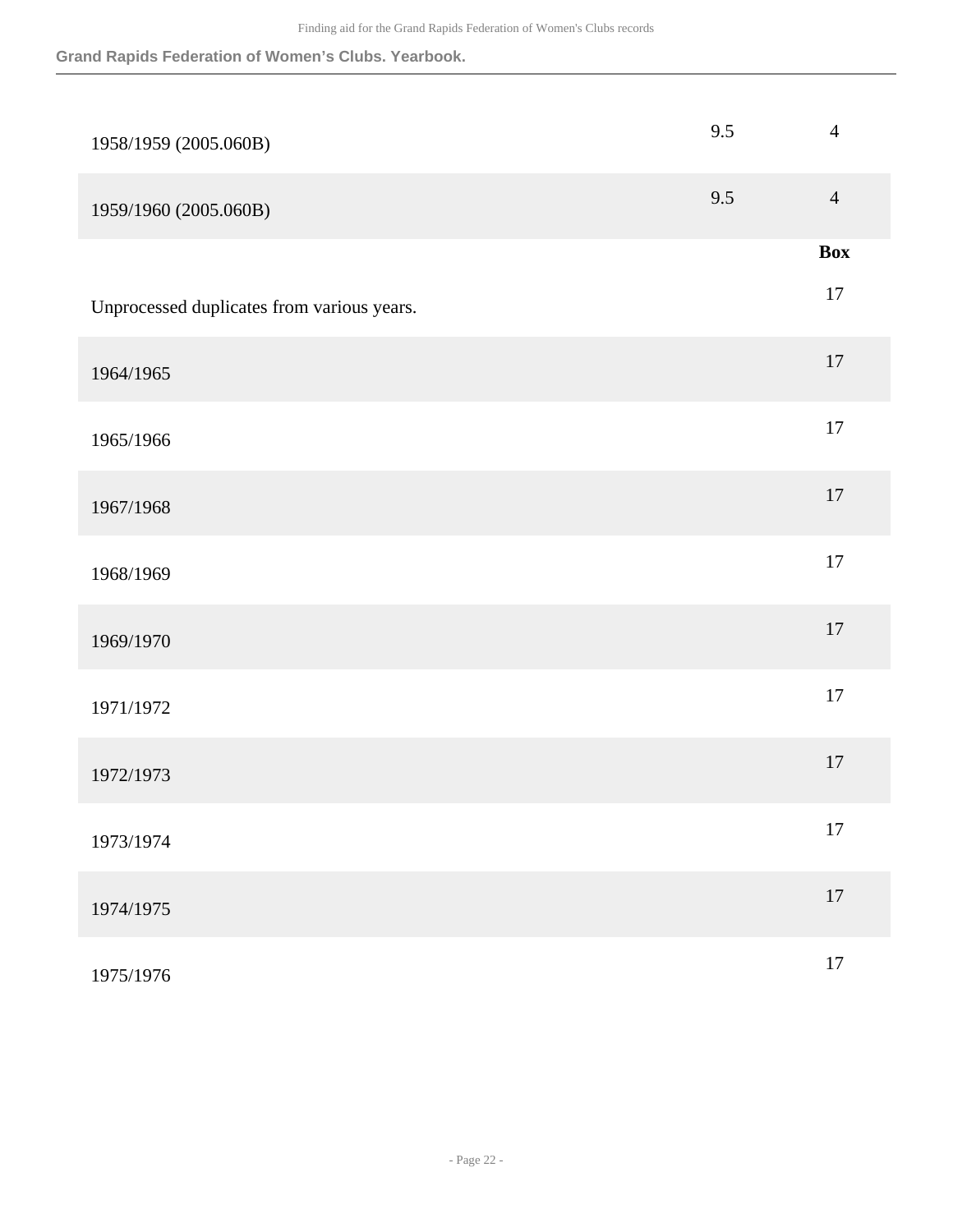**Grand Rapids Federation of Women's Clubs. Yearbook.**

| | | |
|---|---|---|
| 1958/1959 (2005.060B) | 9.5 | 4 |
| 1959/1960 (2005.060B) | 9.5 | 4 |

| | Box |
|---|---|
| Unprocessed duplicates from various years. | 17 |
| 1964/1965 | 17 |
| 1965/1966 | 17 |
| 1967/1968 | 17 |
| 1968/1969 | 17 |
| 1969/1970 | 17 |
| 1971/1972 | 17 |
| 1972/1973 | 17 |
| 1973/1974 | 17 |
| 1974/1975 | 17 |
| 1975/1976 | 17 |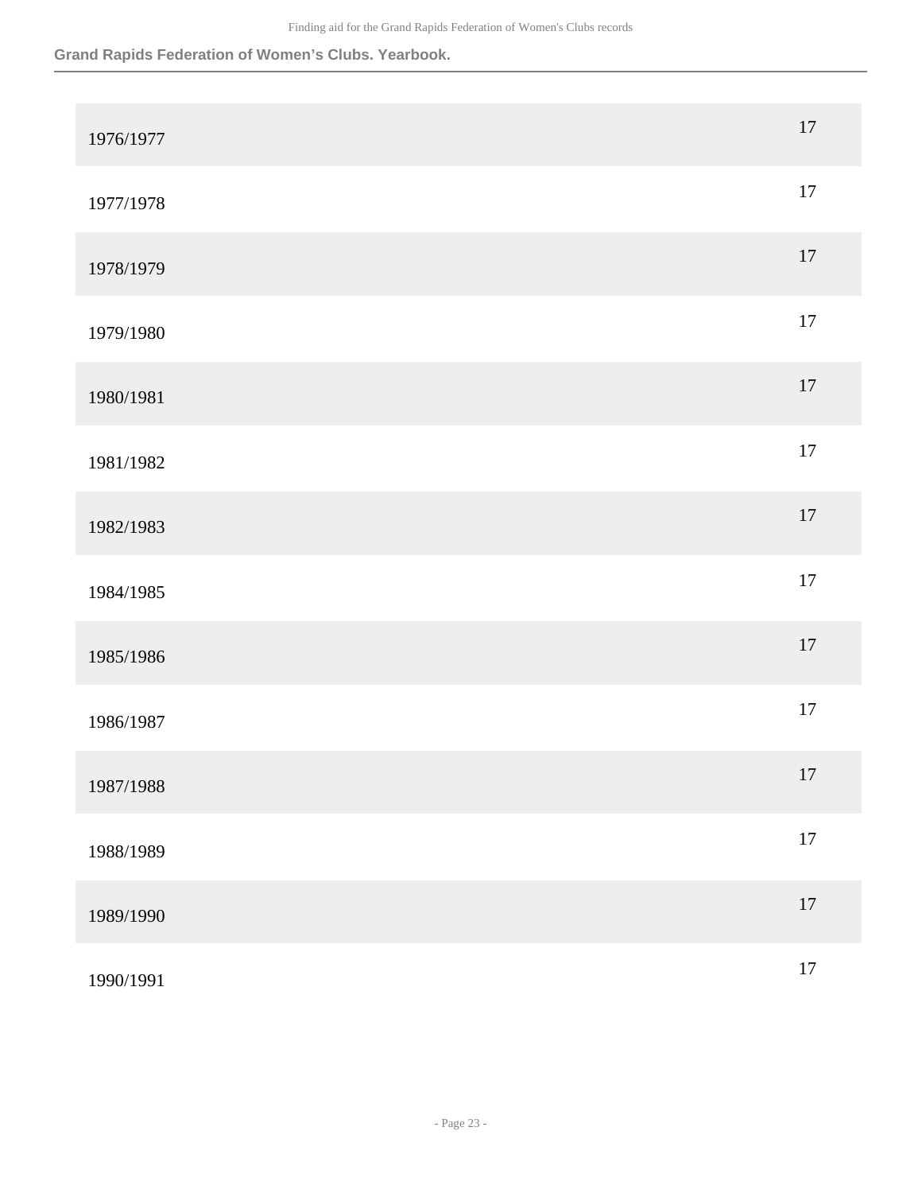**Grand Rapids Federation of Women's Clubs. Yearbook.**

| | |
|---|---|
| 1976/1977 | 17 |
| 1977/1978 | 17 |
| 1978/1979 | 17 |
| 1979/1980 | 17 |
| 1980/1981 | 17 |
| 1981/1982 | 17 |
| 1982/1983 | 17 |
| 1984/1985 | 17 |
| 1985/1986 | 17 |
| 1986/1987 | 17 |
| 1987/1988 | 17 |
| 1988/1989 | 17 |
| 1989/1990 | 17 |
| 1990/1991 | 17 |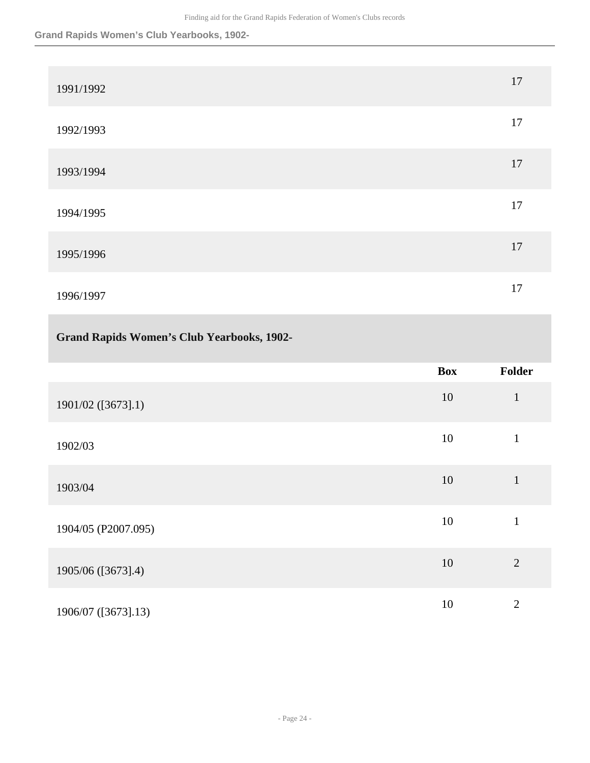| | |
|---|---|
| 1991/1992 | 17 |
| 1992/1993 | 17 |
| 1993/1994 | 17 |
| 1994/1995 | 17 |
| 1995/1996 | 17 |
| 1996/1997 | 17 |

## Grand Rapids Women's Club Yearbooks, 1902-

| | Box | Folder |
|---|---|---|
| 1901/02 ([3673].1) | 10 | 1 |
| 1902/03 | 10 | 1 |
| 1903/04 | 10 | 1 |
| 1904/05 (P2007.095) | 10 | 1 |
| 1905/06 ([3673].4) | 10 | 2 |
| 1906/07 ([3673].13) | 10 | 2 |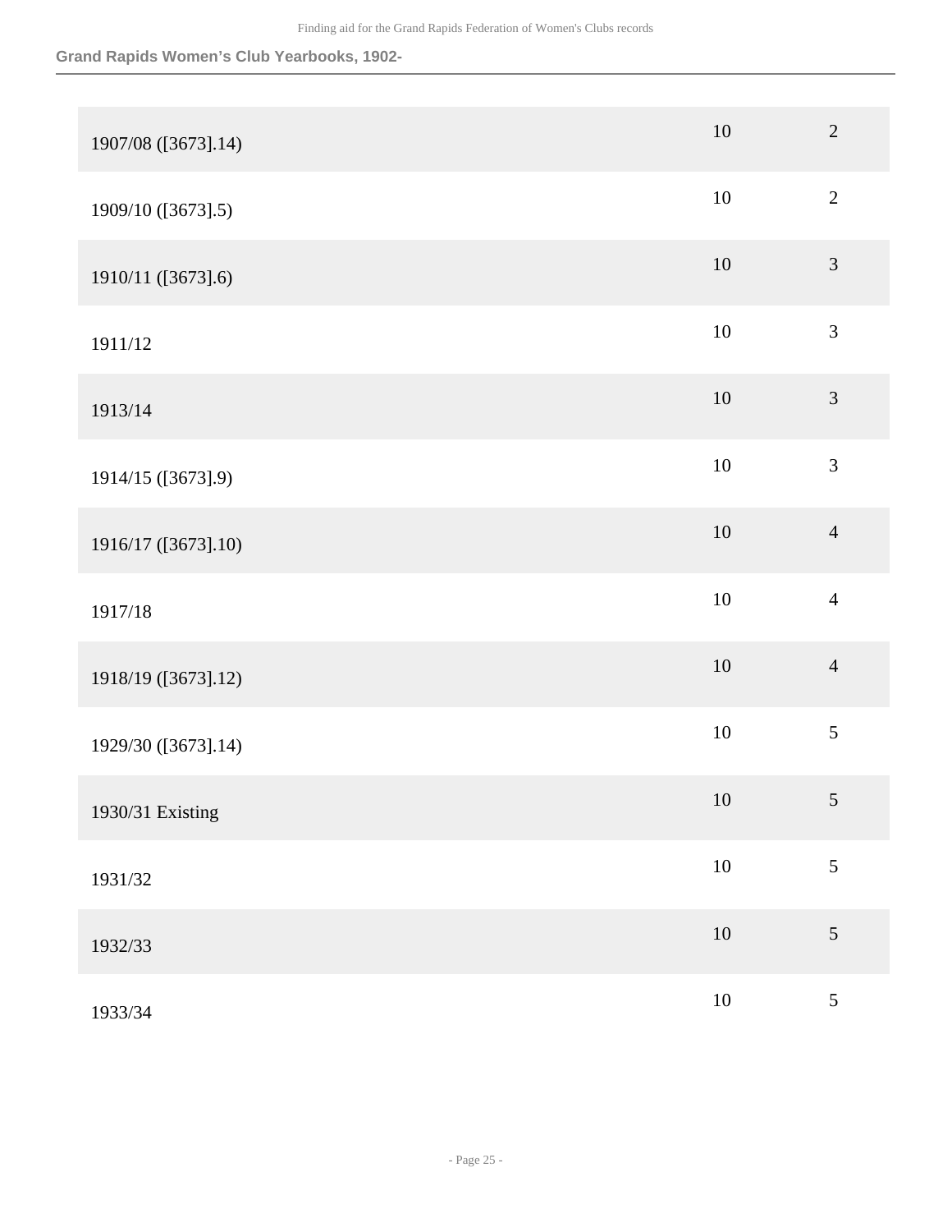## Grand Rapids Women's Club Yearbooks, 1902-

| | | |
|---|---|---|
| 1907/08 ([3673].14) | 10 | 2 |
| 1909/10 ([3673].5) | 10 | 2 |
| 1910/11 ([3673].6) | 10 | 3 |
| 1911/12 | 10 | 3 |
| 1913/14 | 10 | 3 |
| 1914/15 ([3673].9) | 10 | 3 |
| 1916/17 ([3673].10) | 10 | 4 |
| 1917/18 | 10 | 4 |
| 1918/19 ([3673].12) | 10 | 4 |
| 1929/30 ([3673].14) | 10 | 5 |
| 1930/31 Existing | 10 | 5 |
| 1931/32 | 10 | 5 |
| 1932/33 | 10 | 5 |
| 1933/34 | 10 | 5 |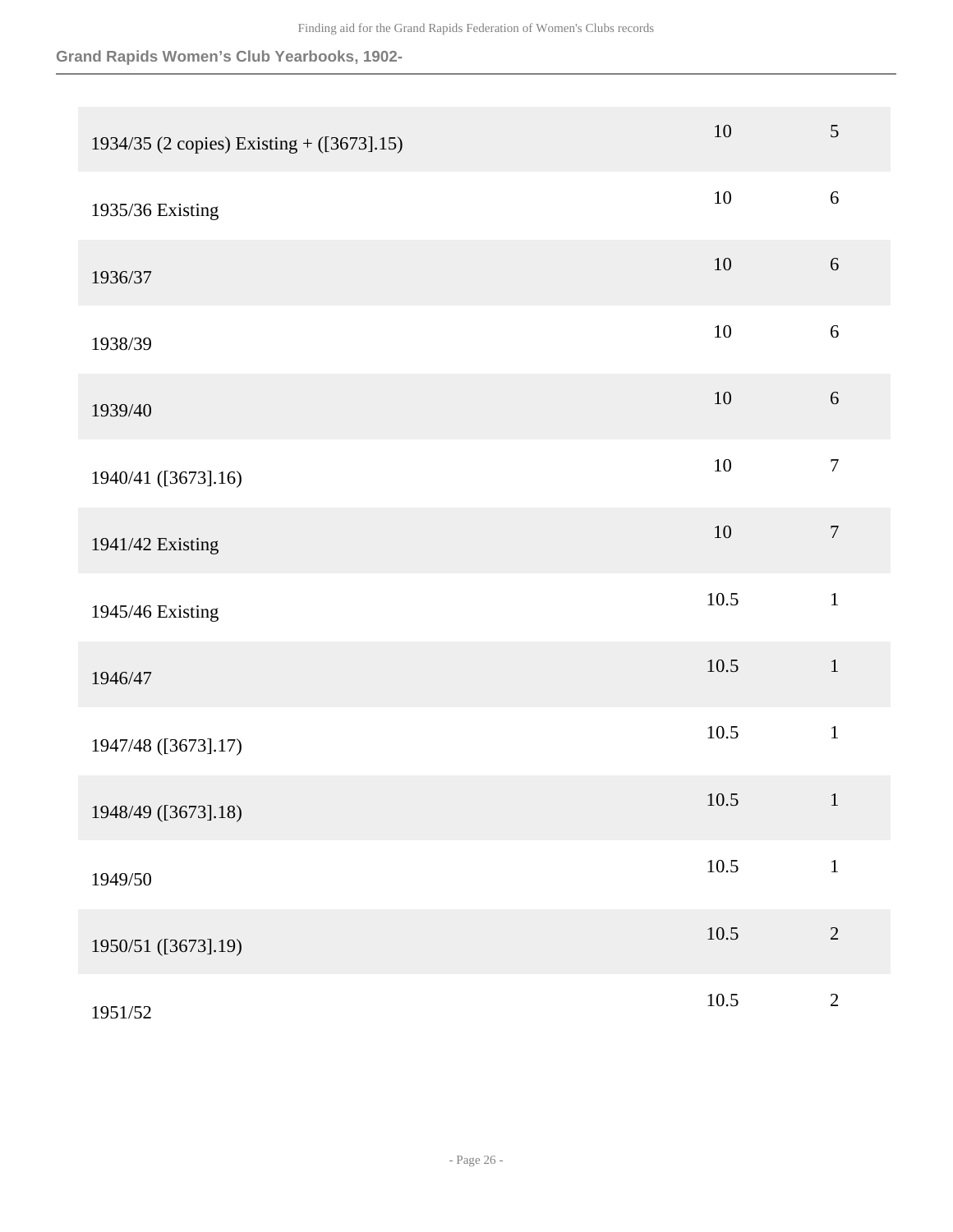| | | |
|---|---|---|
| 1934/35 (2 copies) Existing + ([3673].15) | 10 | 5 |
| 1935/36 Existing | 10 | 6 |
| 1936/37 | 10 | 6 |
| 1938/39 | 10 | 6 |
| 1939/40 | 10 | 6 |
| 1940/41 ([3673].16) | 10 | 7 |
| 1941/42 Existing | 10 | 7 |
| 1945/46 Existing | 10.5 | 1 |
| 1946/47 | 10.5 | 1 |
| 1947/48 ([3673].17) | 10.5 | 1 |
| 1948/49 ([3673].18) | 10.5 | 1 |
| 1949/50 | 10.5 | 1 |
| 1950/51 ([3673].19) | 10.5 | 2 |
| 1951/52 | 10.5 | 2 |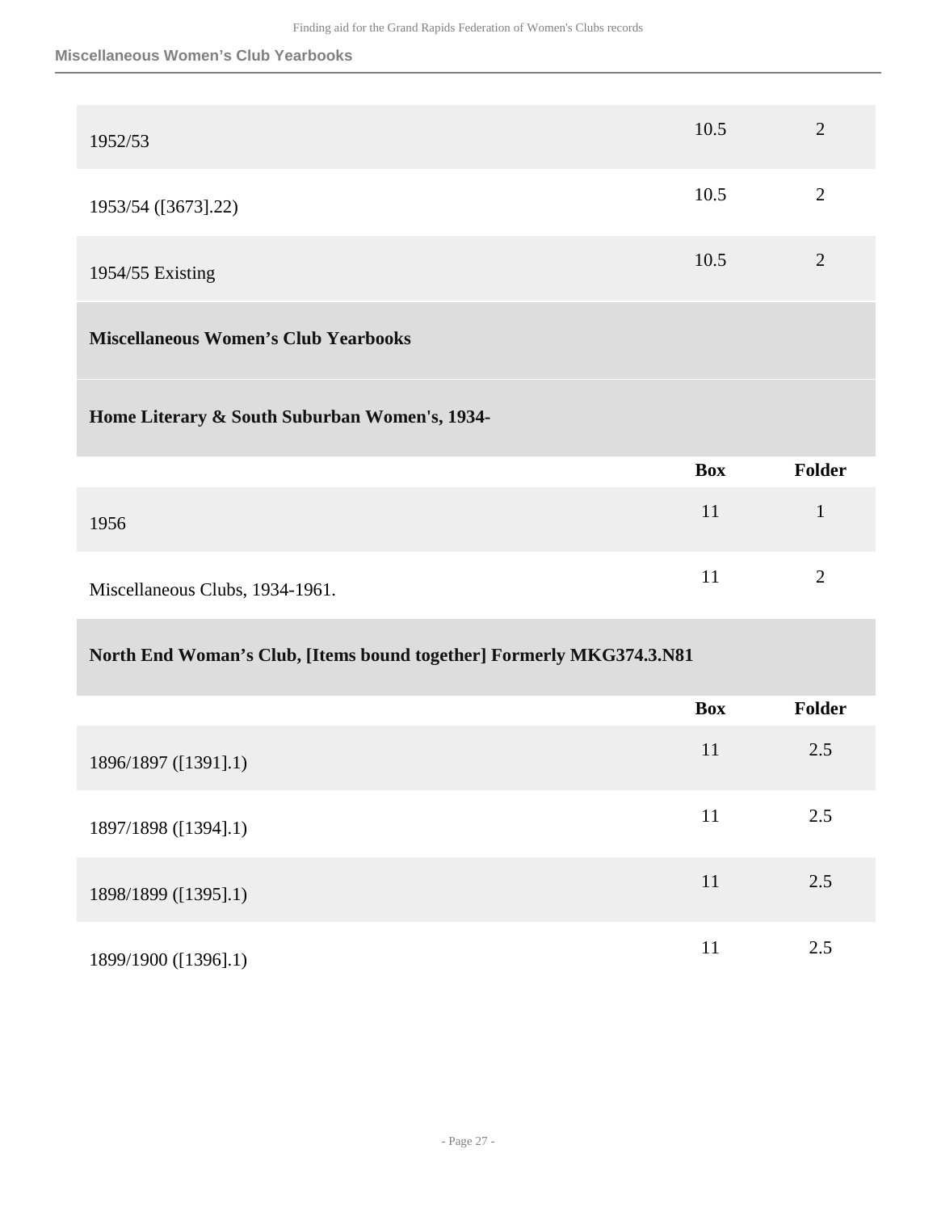| | Box | Folder |
|---|---|---|
| 1952/53 | 10.5 | 2 |
| 1953/54 ([3673].22) | 10.5 | 2 |
| 1954/55 Existing | 10.5 | 2 |

## Miscellaneous Women’s Club Yearbooks

### Home Literary & South Suburban Women's, 1934-

| | Box | Folder |
|---|---|---|
| 1956 | 11 | 1 |
| Miscellaneous Clubs, 1934-1961. | 11 | 2 |

### North End Woman’s Club, [Items bound together] Formerly MKG374.3.N81

| | Box | Folder |
|---|---|---|
| 1896/1897 ([1391].1) | 11 | 2.5 |
| 1897/1898 ([1394].1) | 11 | 2.5 |
| 1898/1899 ([1395].1) | 11 | 2.5 |
| 1899/1900 ([1396].1) | 11 | 2.5 |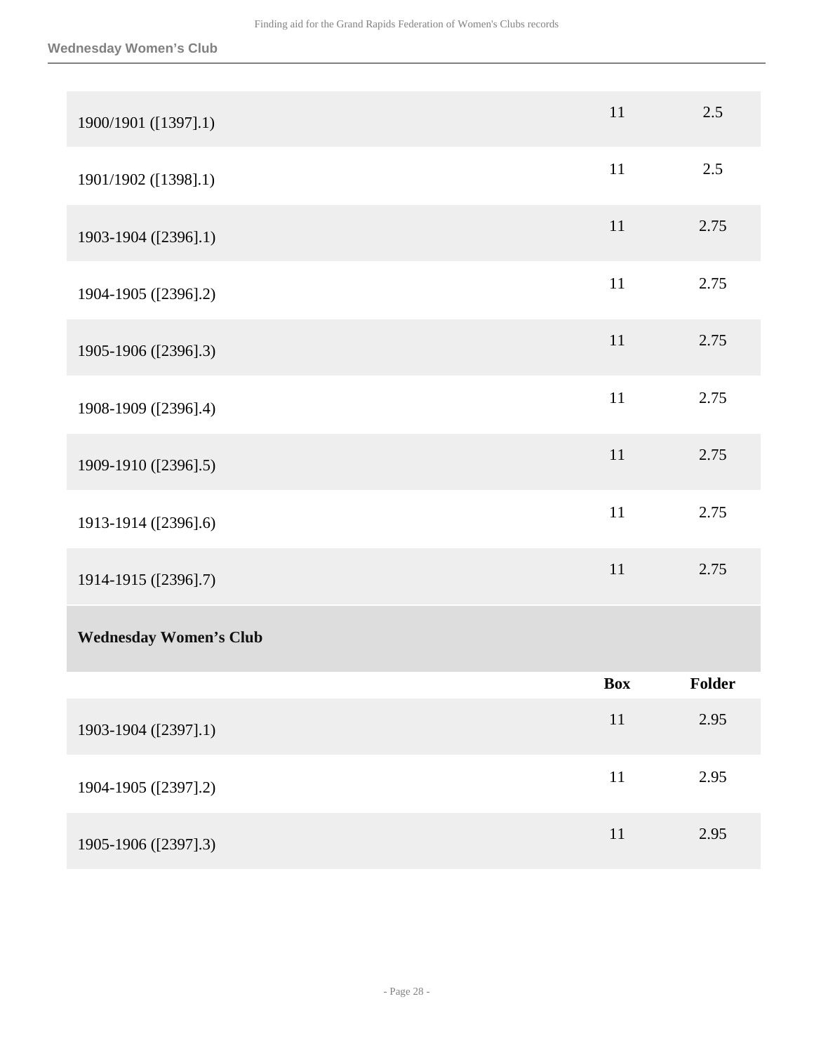| | | |
|---|---|---|
| 1900/1901 ([1397].1) | 11 | 2.5 |
| 1901/1902 ([1398].1) | 11 | 2.5 |
| 1903-1904 ([2396].1) | 11 | 2.75 |
| 1904-1905 ([2396].2) | 11 | 2.75 |
| 1905-1906 ([2396].3) | 11 | 2.75 |
| 1908-1909 ([2396].4) | 11 | 2.75 |
| 1909-1910 ([2396].5) | 11 | 2.75 |
| 1913-1914 ([2396].6) | 11 | 2.75 |
| 1914-1915 ([2396].7) | 11 | 2.75 |

**Wednesday Women's Club**

| | Box | Folder |
|---|---|---|
| 1903-1904 ([2397].1) | 11 | 2.95 |
| 1904-1905 ([2397].2) | 11 | 2.95 |
| 1905-1906 ([2397].3) | 11 | 2.95 |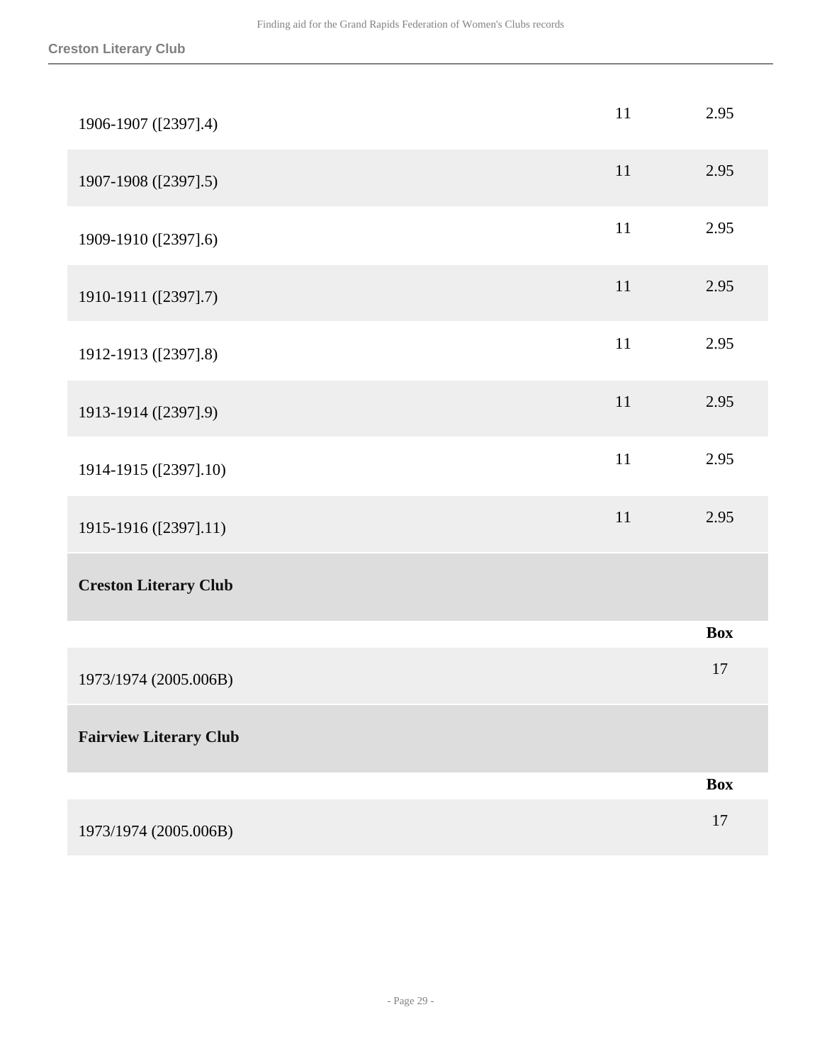| | | |
|---|---|---|
| 1906-1907 ([2397].4) | 11 | 2.95 |
| 1907-1908 ([2397].5) | 11 | 2.95 |
| 1909-1910 ([2397].6) | 11 | 2.95 |
| 1910-1911 ([2397].7) | 11 | 2.95 |
| 1912-1913 ([2397].8) | 11 | 2.95 |
| 1913-1914 ([2397].9) | 11 | 2.95 |
| 1914-1915 ([2397].10) | 11 | 2.95 |
| 1915-1916 ([2397].11) | 11 | 2.95 |

**Creston Literary Club**

| | Box |
|---|---|
| 1973/1974 (2005.006B) | 17 |

**Fairview Literary Club**

| | Box |
|---|---|
| 1973/1974 (2005.006B) | 17 |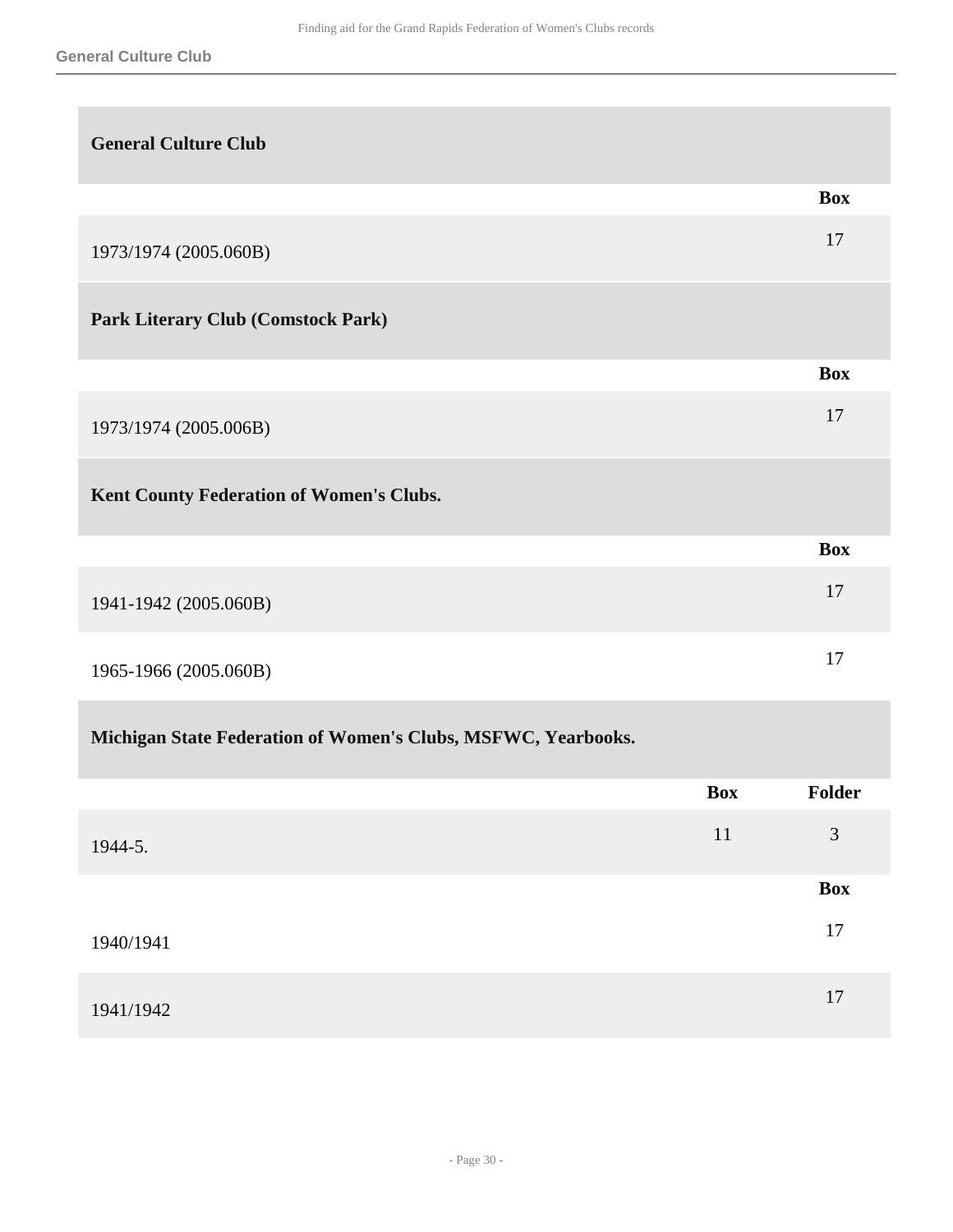### General Culture Club

| | Box |
|---|---|
| 1973/1974 (2005.060B) | 17 |

### Park Literary Club (Comstock Park)

| | Box |
|---|---|
| 1973/1974 (2005.006B) | 17 |

### Kent County Federation of Women's Clubs.

| | Box |
|---|---|
| 1941-1942 (2005.060B) | 17 |
| 1965-1966 (2005.060B) | 17 |

### Michigan State Federation of Women's Clubs, MSFWC, Yearbooks.

| | Box | Folder |
|---|---|---|
| 1944-5. | 11 | 3 |

| | Box |
|---|---|
| 1940/1941 | 17 |
| 1941/1942 | 17 |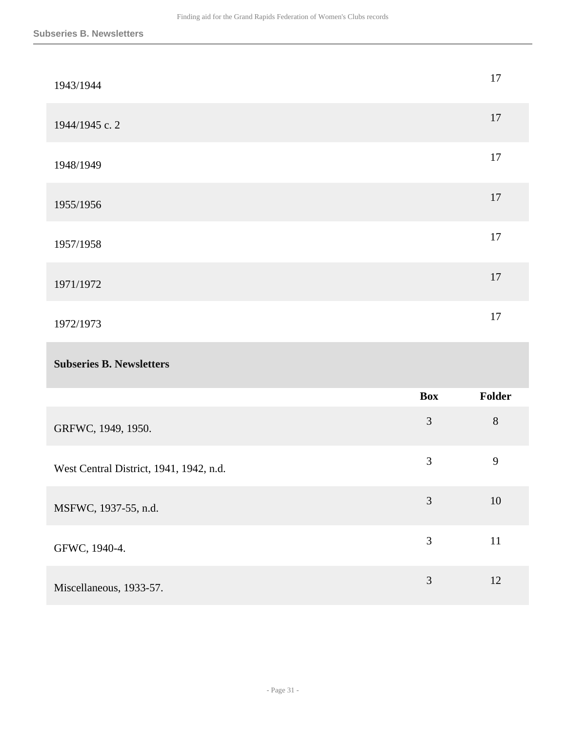| | |
|---|---|
| 1943/1944 | 17 |
| 1944/1945 c. 2 | 17 |
| 1948/1949 | 17 |
| 1955/1956 | 17 |
| 1957/1958 | 17 |
| 1971/1972 | 17 |
| 1972/1973 | 17 |

**Subseries B. Newsletters**

| | Box | Folder |
|---|---|---|
| GRFWC, 1949, 1950. | 3 | 8 |
| West Central District, 1941, 1942, n.d. | 3 | 9 |
| MSFWC, 1937-55, n.d. | 3 | 10 |
| GFWC, 1940-4. | 3 | 11 |
| Miscellaneous, 1933-57. | 3 | 12 |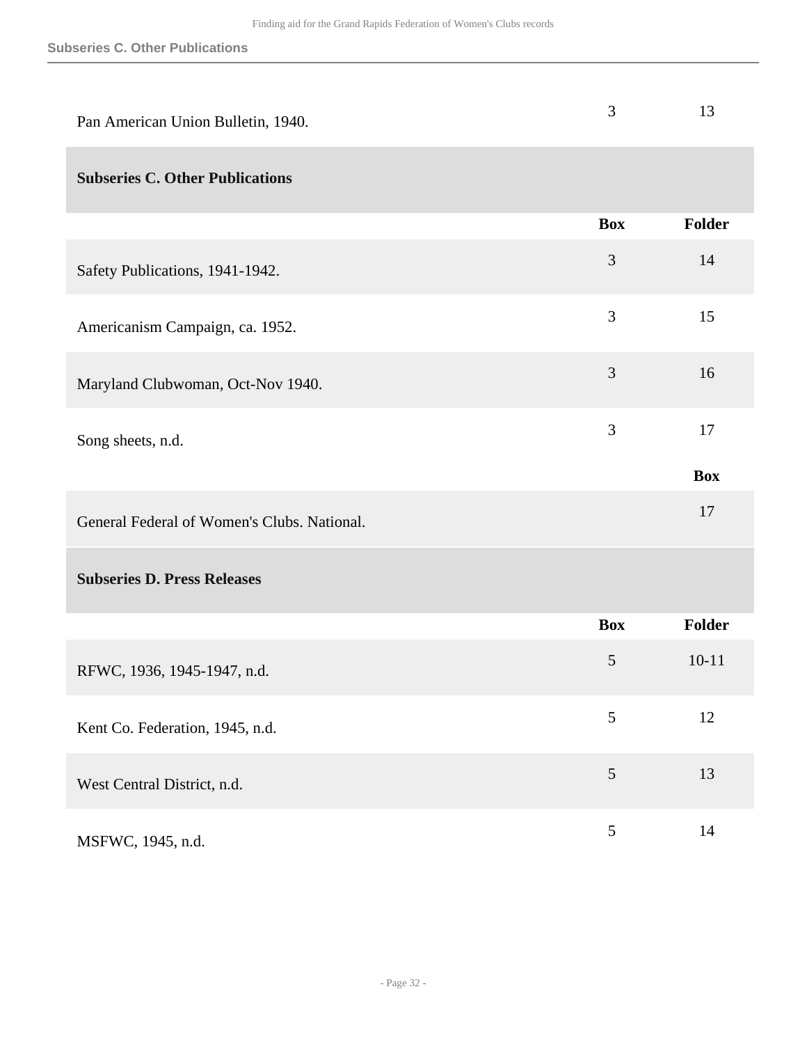| | | |
|---|---|---|
| Pan American Union Bulletin, 1940. | 3 | 13 |

## Subseries C. Other Publications

| | Box | Folder |
|---|---|---|
| Safety Publications, 1941-1942. | 3 | 14 |
| Americanism Campaign, ca. 1952. | 3 | 15 |
| Maryland Clubwoman, Oct-Nov 1940. | 3 | 16 |
| Song sheets, n.d. | 3 | 17 |

| | Box |
|---|---|
| General Federal of Women's Clubs. National. | 17 |

## Subseries D. Press Releases

| | Box | Folder |
|---|---|---|
| RFWC, 1936, 1945-1947, n.d. | 5 | 10-11 |
| Kent Co. Federation, 1945, n.d. | 5 | 12 |
| West Central District, n.d. | 5 | 13 |
| MSFWC, 1945, n.d. | 5 | 14 |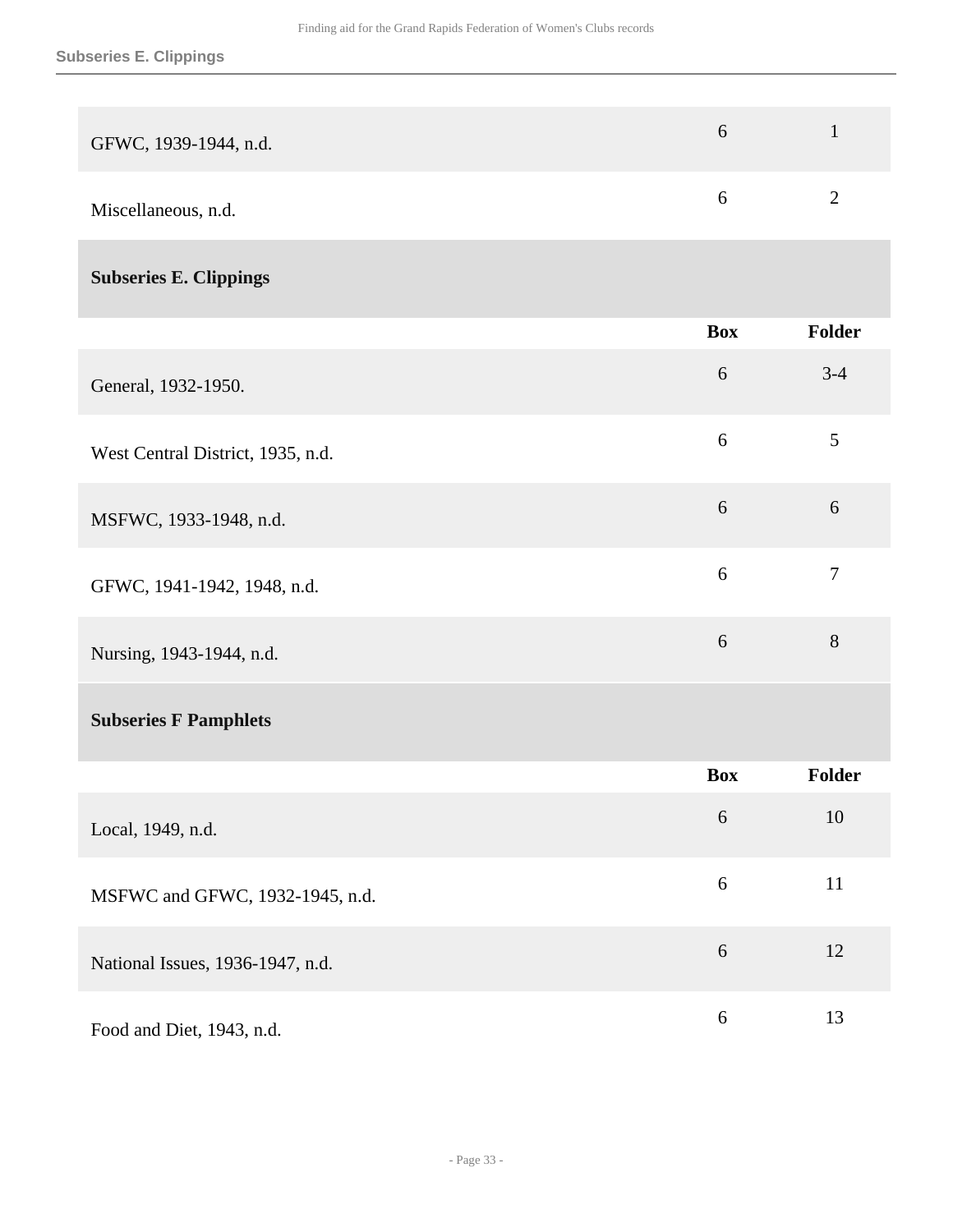| | Box | Folder |
|---|---|---|
| GFWC, 1939-1944, n.d. | 6 | 1 |
| Miscellaneous, n.d. | 6 | 2 |

### Subseries E. Clippings

| | Box | Folder |
|---|---|---|
| General, 1932-1950. | 6 | 3-4 |
| West Central District, 1935, n.d. | 6 | 5 |
| MSFWC, 1933-1948, n.d. | 6 | 6 |
| GFWC, 1941-1942, 1948, n.d. | 6 | 7 |
| Nursing, 1943-1944, n.d. | 6 | 8 |

### Subseries F Pamphlets

| | Box | Folder |
|---|---|---|
| Local, 1949, n.d. | 6 | 10 |
| MSFWC and GFWC, 1932-1945, n.d. | 6 | 11 |
| National Issues, 1936-1947, n.d. | 6 | 12 |
| Food and Diet, 1943, n.d. | 6 | 13 |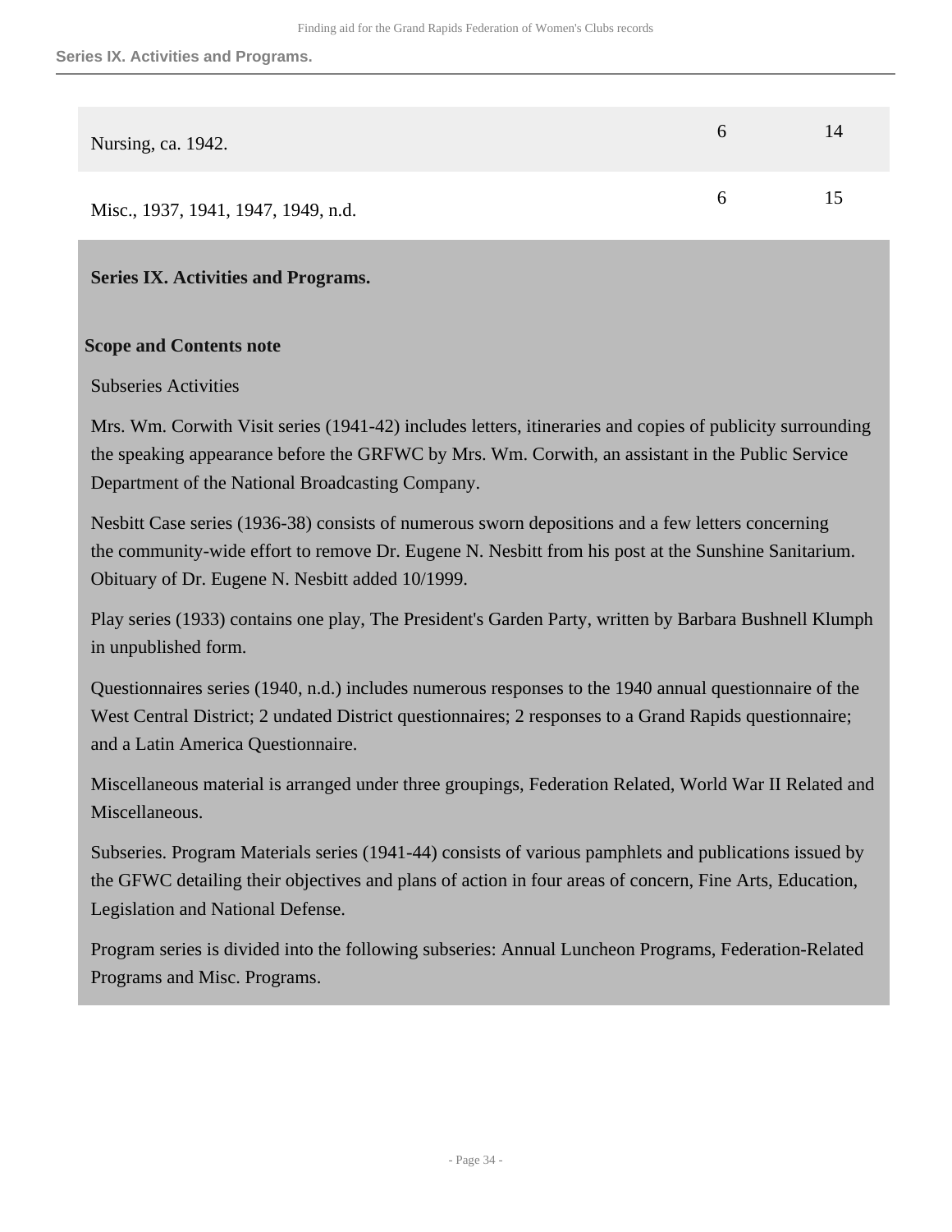| | | |
|---|---|---|
| Nursing, ca. 1942. | 6 | 14 |
| Misc., 1937, 1941, 1947, 1949, n.d. | 6 | 15 |

## Series IX. Activities and Programs.

### Scope and Contents note

Subseries Activities

Mrs. Wm. Corwith Visit series (1941-42) includes letters, itineraries and copies of publicity surrounding the speaking appearance before the GRFWC by Mrs. Wm. Corwith, an assistant in the Public Service Department of the National Broadcasting Company.

Nesbitt Case series (1936-38) consists of numerous sworn depositions and a few letters concerning the community-wide effort to remove Dr. Eugene N. Nesbitt from his post at the Sunshine Sanitarium. Obituary of Dr. Eugene N. Nesbitt added 10/1999.

Play series (1933) contains one play, The President's Garden Party, written by Barbara Bushnell Klumph in unpublished form.

Questionnaires series (1940, n.d.) includes numerous responses to the 1940 annual questionnaire of the West Central District; 2 undated District questionnaires; 2 responses to a Grand Rapids questionnaire; and a Latin America Questionnaire.

Miscellaneous material is arranged under three groupings, Federation Related, World War II Related and Miscellaneous.

Subseries. Program Materials series (1941-44) consists of various pamphlets and publications issued by the GFWC detailing their objectives and plans of action in four areas of concern, Fine Arts, Education, Legislation and National Defense.

Program series is divided into the following subseries: Annual Luncheon Programs, Federation-Related Programs and Misc. Programs.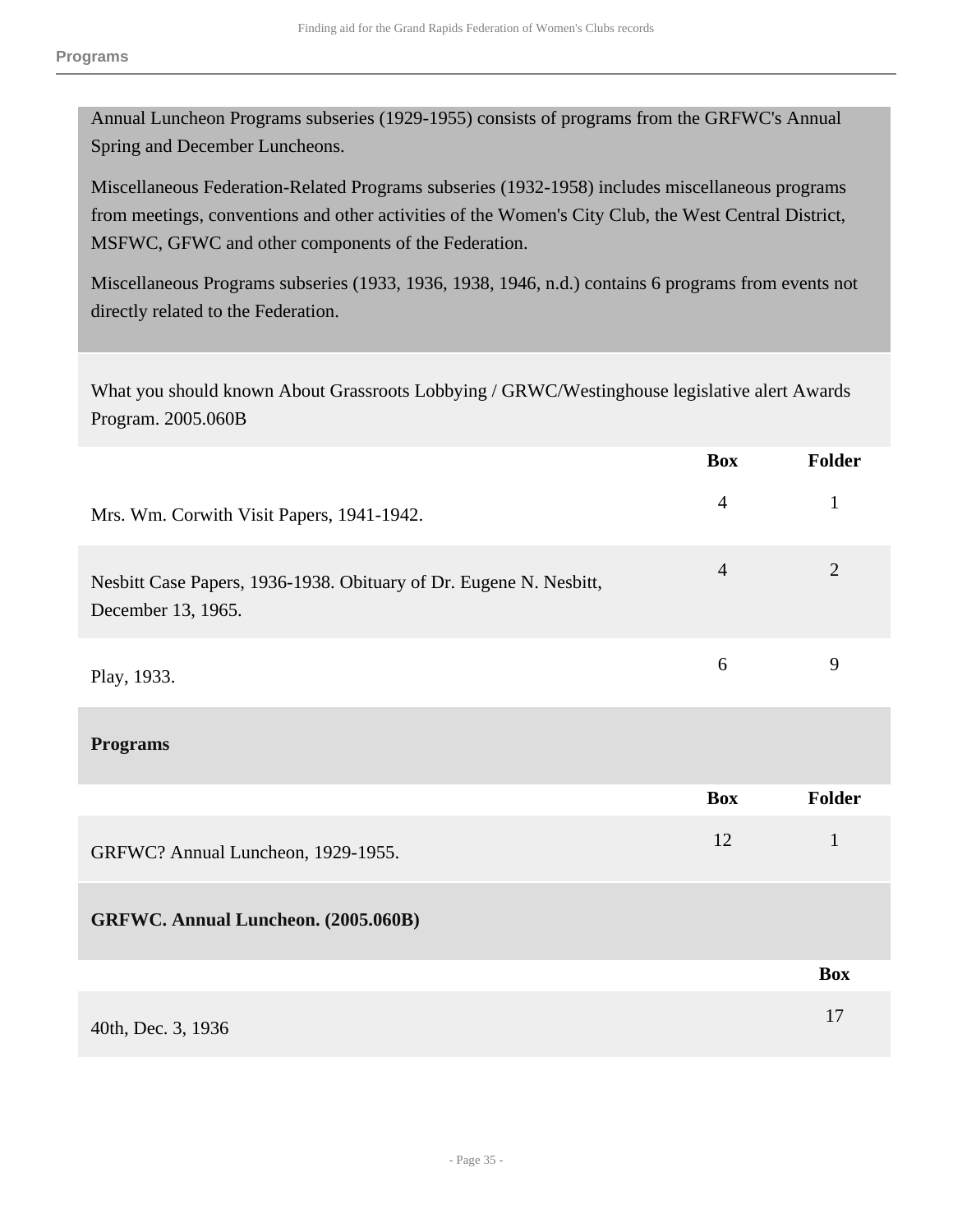Annual Luncheon Programs subseries (1929-1955) consists of programs from the GRFWC's Annual Spring and December Luncheons.

Miscellaneous Federation-Related Programs subseries (1932-1958) includes miscellaneous programs from meetings, conventions and other activities of the Women's City Club, the West Central District, MSFWC, GFWC and other components of the Federation.

Miscellaneous Programs subseries (1933, 1936, 1938, 1946, n.d.) contains 6 programs from events not directly related to the Federation.

What you should known About Grassroots Lobbying / GRWC/Westinghouse legislative alert Awards Program. 2005.060B

| | Box | Folder |
|---|---|---|
| Mrs. Wm. Corwith Visit Papers, 1941-1942. | 4 | 1 |
| Nesbitt Case Papers, 1936-1938. Obituary of Dr. Eugene N. Nesbitt, December 13, 1965. | 4 | 2 |
| Play, 1933. | 6 | 9 |

**Programs**

| | Box | Folder |
|---|---|---|
| GRFWC? Annual Luncheon, 1929-1955. | 12 | 1 |

**GRFWC. Annual Luncheon. (2005.060B)**

| | Box |
|---|---|
| 40th, Dec. 3, 1936 | 17 |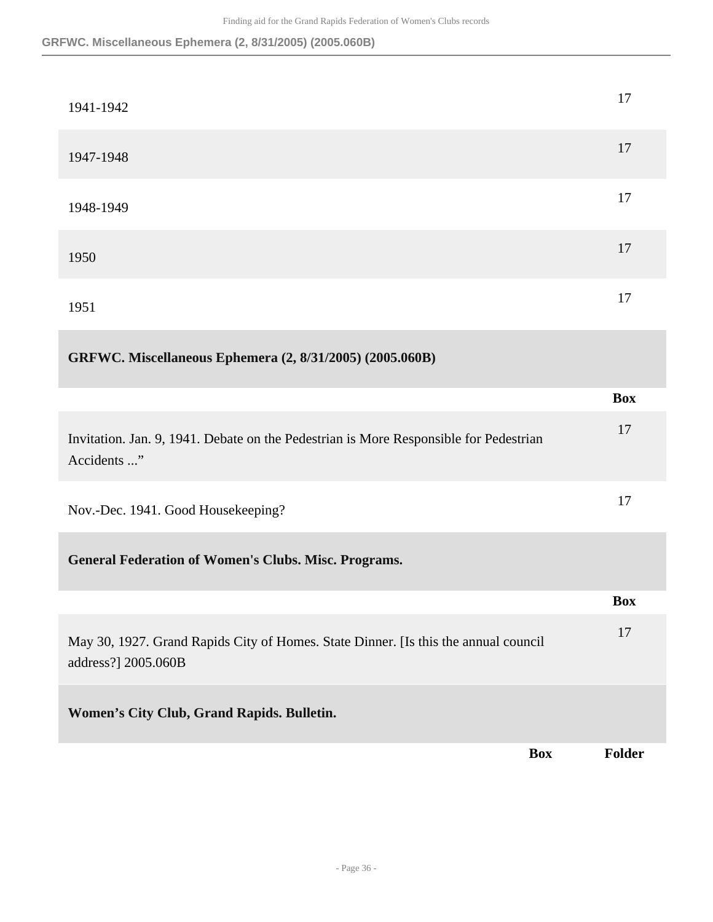| | Box |
|---|---|
| 1941-1942 | 17 |
| 1947-1948 | 17 |
| 1948-1949 | 17 |
| 1950 | 17 |
| 1951 | 17 |

### GRFWC. Miscellaneous Ephemera (2, 8/31/2005) (2005.060B)

| | Box |
|---|---|
| Invitation. Jan. 9, 1941. Debate on the Pedestrian is More Responsible for Pedestrian Accidents ...” | 17 |
| Nov.-Dec. 1941. Good Housekeeping? | 17 |

### General Federation of Women's Clubs. Misc. Programs.

| | Box |
|---|---|
| May 30, 1927. Grand Rapids City of Homes. State Dinner. [Is this the annual council address?] 2005.060B | 17 |

### Women’s City Club, Grand Rapids. Bulletin.

| | Box | Folder |
|---|---|---|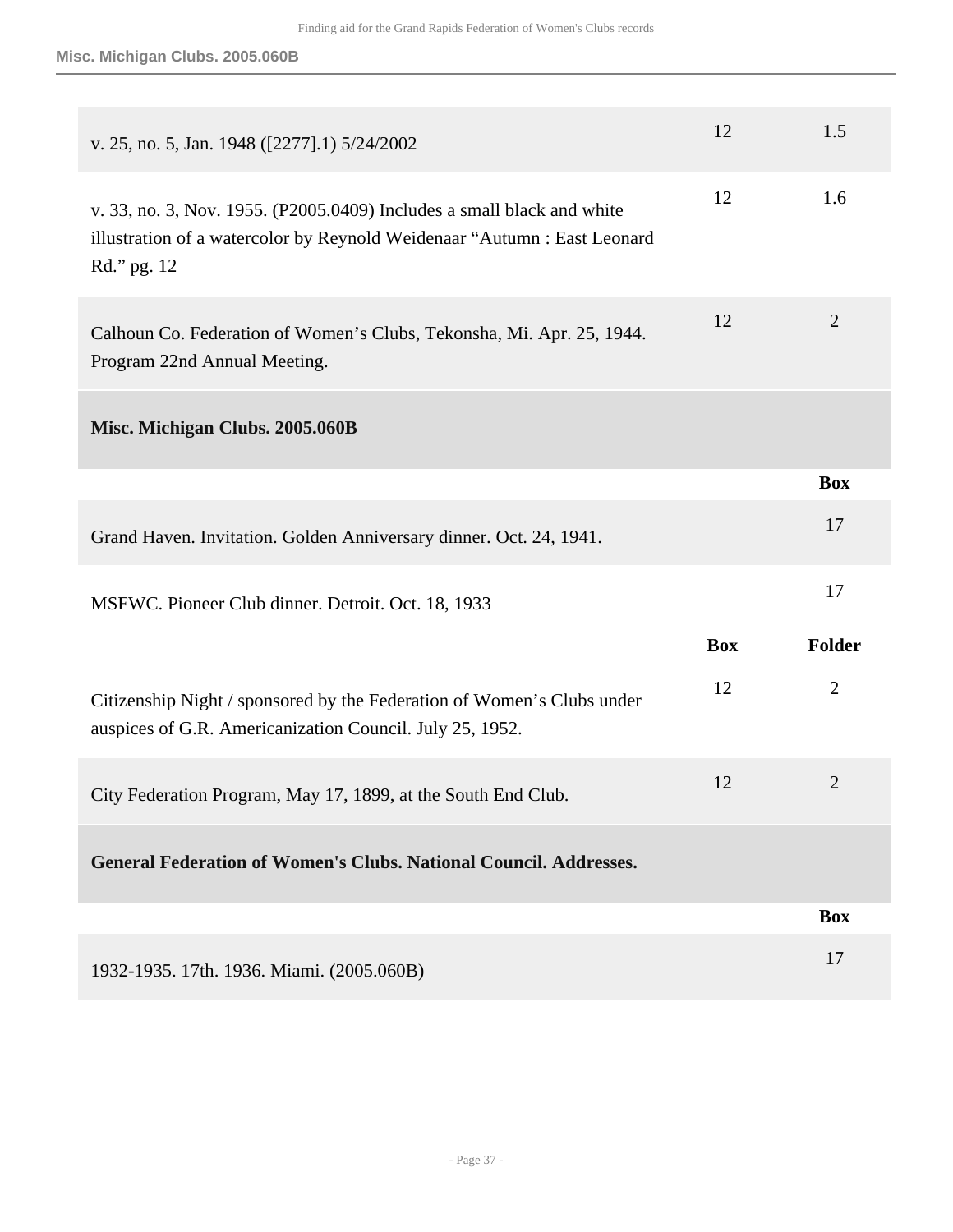| | Box | Folder |
|---|---|---|
| v. 25, no. 5, Jan. 1948 ([2277].1) 5/24/2002 | 12 | 1.5 |
| v. 33, no. 3, Nov. 1955. (P2005.0409) Includes a small black and white illustration of a watercolor by Reynold Weidenaar "Autumn : East Leonard Rd." pg. 12 | 12 | 1.6 |
| Calhoun Co. Federation of Women's Clubs, Tekonsha, Mi. Apr. 25, 1944. Program 22nd Annual Meeting. | 12 | 2 |

**Misc. Michigan Clubs. 2005.060B**

| | Box |
|---|---|
| Grand Haven. Invitation. Golden Anniversary dinner. Oct. 24, 1941. | 17 |
| MSFWC. Pioneer Club dinner. Detroit. Oct. 18, 1933 | 17 |

| | Box | Folder |
|---|---|---|
| Citizenship Night / sponsored by the Federation of Women's Clubs under auspices of G.R. Americanization Council. July 25, 1952. | 12 | 2 |
| City Federation Program, May 17, 1899, at the South End Club. | 12 | 2 |

**General Federation of Women's Clubs. National Council. Addresses.**

| | Box |
|---|---|
| 1932-1935. 17th. 1936. Miami. (2005.060B) | 17 |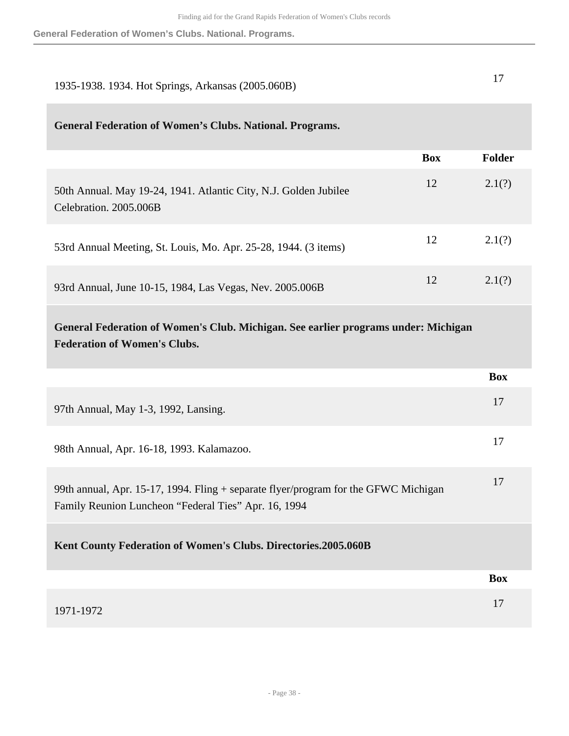| | Box |
|---|---|
| 1935-1938. 1934. Hot Springs, Arkansas (2005.060B) | 17 |

### General Federation of Women’s Clubs. National. Programs.

| | Box | Folder |
|---|---|---|
| 50th Annual. May 19-24, 1941. Atlantic City, N.J. Golden Jubilee Celebration. 2005.006B | 12 | 2.1(?) |
| 53rd Annual Meeting, St. Louis, Mo. Apr. 25-28, 1944. (3 items) | 12 | 2.1(?) |
| 93rd Annual, June 10-15, 1984, Las Vegas, Nev. 2005.006B | 12 | 2.1(?) |

### General Federation of Women's Club. Michigan. See earlier programs under: Michigan Federation of Women's Clubs.

| | Box |
|---|---|
| 97th Annual, May 1-3, 1992, Lansing. | 17 |
| 98th Annual, Apr. 16-18, 1993. Kalamazoo. | 17 |
| 99th annual, Apr. 15-17, 1994. Fling + separate flyer/program for the GFWC Michigan Family Reunion Luncheon “Federal Ties” Apr. 16, 1994 | 17 |

### Kent County Federation of Women's Clubs. Directories.2005.060B

| | Box |
|---|---|
| 1971-1972 | 17 |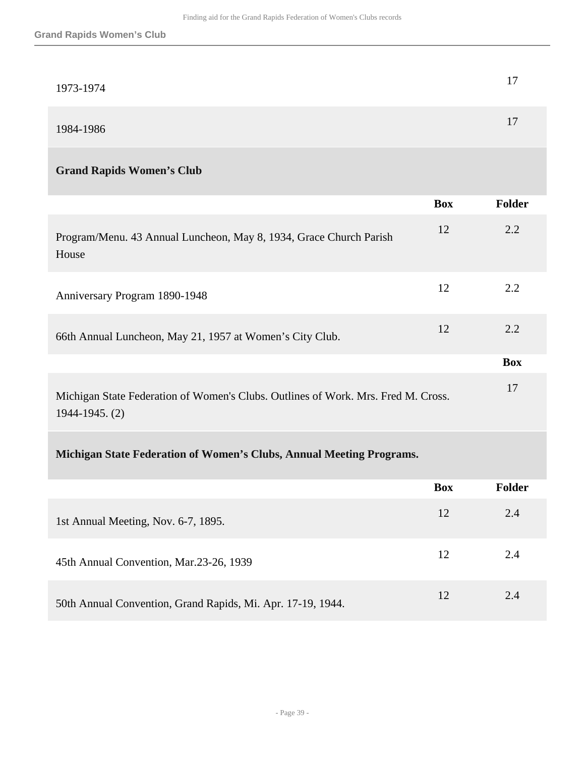| | Box |
|---|---|
| 1973-1974 | 17 |
| 1984-1986 | 17 |

### Grand Rapids Women’s Club

| | Box | Folder |
|---|---|---|
| Program/Menu. 43 Annual Luncheon, May 8, 1934, Grace Church Parish House | 12 | 2.2 |
| Anniversary Program 1890-1948 | 12 | 2.2 |
| 66th Annual Luncheon, May 21, 1957 at Women’s City Club. | 12 | 2.2 |

| | Box |
|---|---|
| Michigan State Federation of Women's Clubs. Outlines of Work. Mrs. Fred M. Cross. 1944-1945. (2) | 17 |

### Michigan State Federation of Women’s Clubs, Annual Meeting Programs.

| | Box | Folder |
|---|---|---|
| 1st Annual Meeting, Nov. 6-7, 1895. | 12 | 2.4 |
| 45th Annual Convention, Mar.23-26, 1939 | 12 | 2.4 |
| 50th Annual Convention, Grand Rapids, Mi. Apr. 17-19, 1944. | 12 | 2.4 |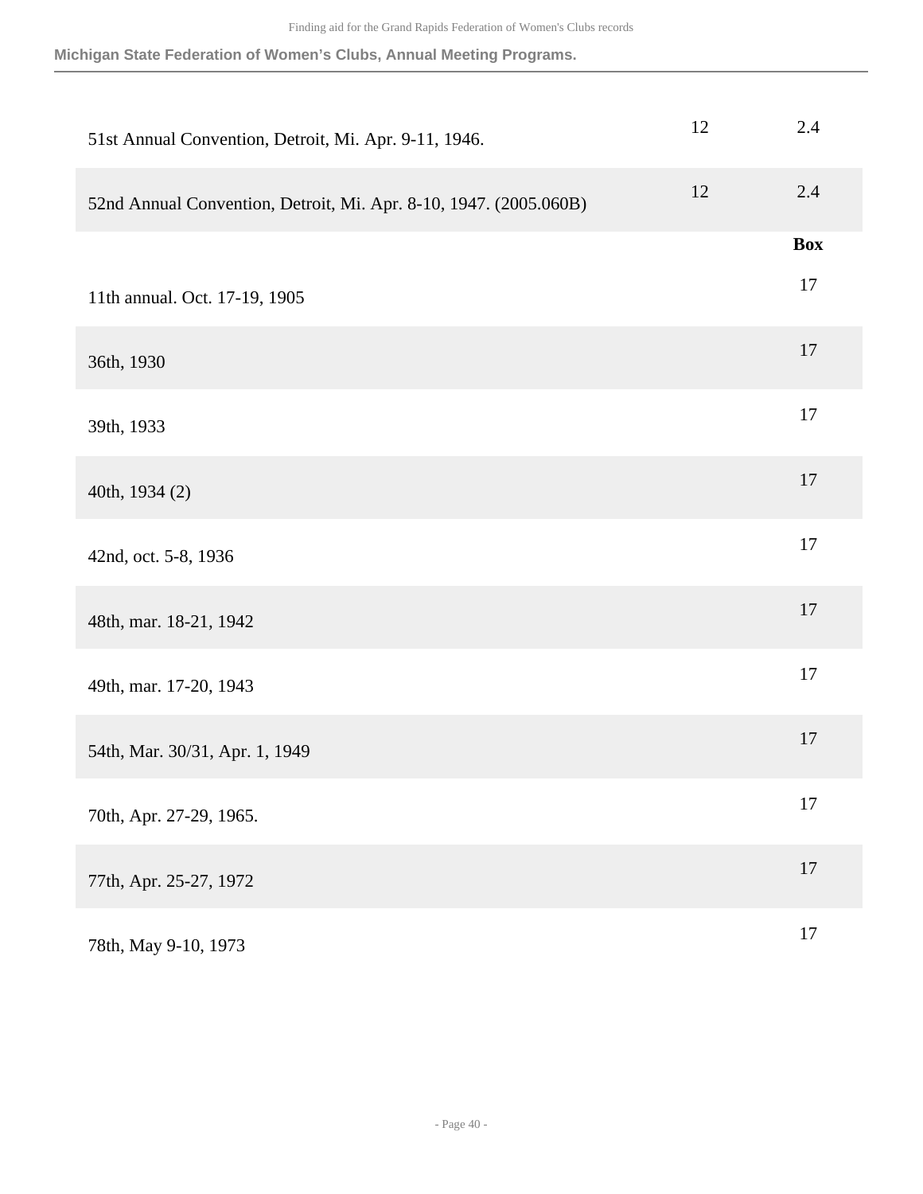**Michigan State Federation of Women's Clubs, Annual Meeting Programs.**

| | | |
|---|---|---|
| 51st Annual Convention, Detroit, Mi. Apr. 9-11, 1946. | 12 | 2.4 |
| 52nd Annual Convention, Detroit, Mi. Apr. 8-10, 1947. (2005.060B) | 12 | 2.4 |

| | **Box** |
|---|---|
| 11th annual. Oct. 17-19, 1905 | 17 |
| 36th, 1930 | 17 |
| 39th, 1933 | 17 |
| 40th, 1934 (2) | 17 |
| 42nd, oct. 5-8, 1936 | 17 |
| 48th, mar. 18-21, 1942 | 17 |
| 49th, mar. 17-20, 1943 | 17 |
| 54th, Mar. 30/31, Apr. 1, 1949 | 17 |
| 70th, Apr. 27-29, 1965. | 17 |
| 77th, Apr. 25-27, 1972 | 17 |
| 78th, May 9-10, 1973 | 17 |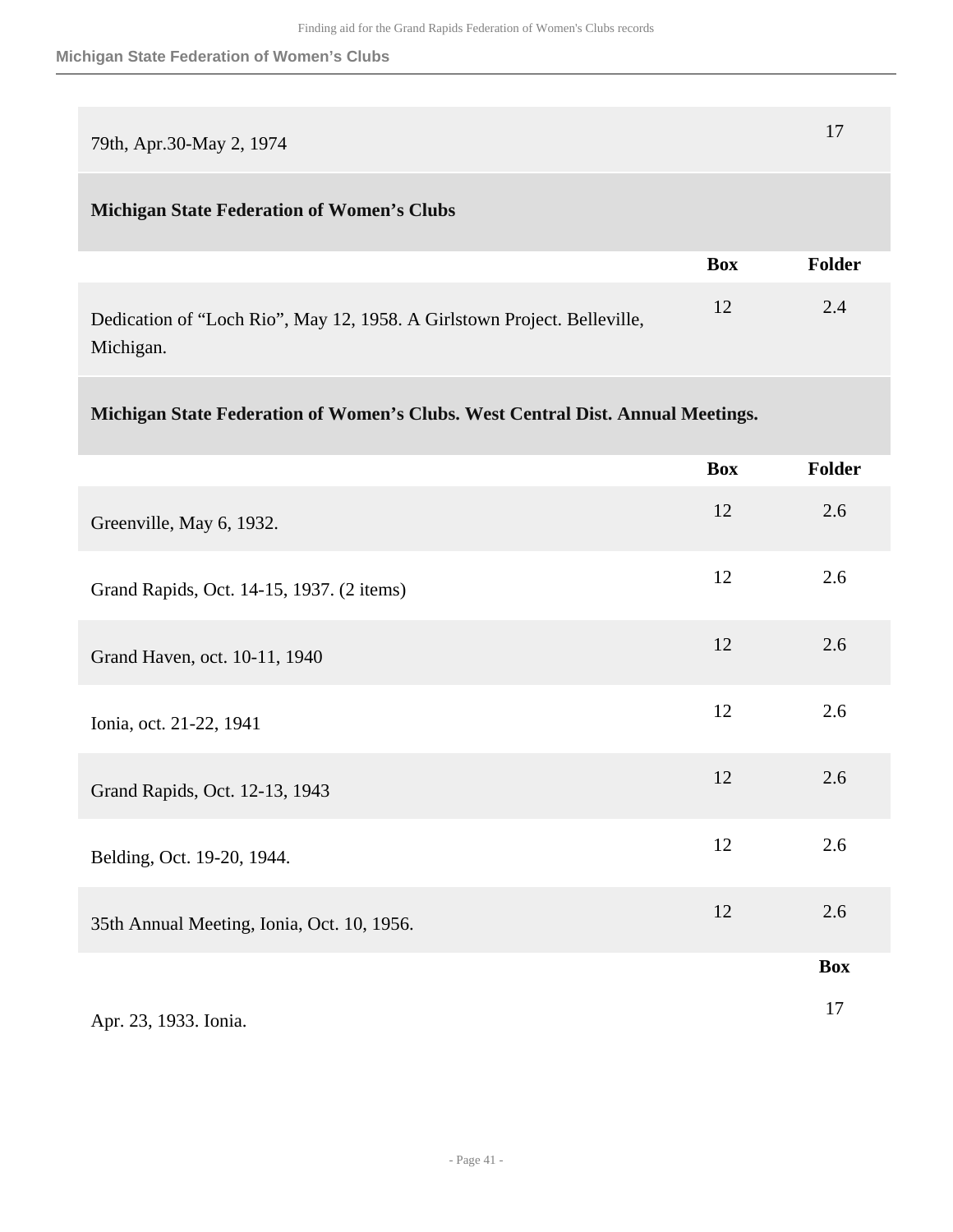| | Box |
|---|---|
| 79th, Apr.30-May 2, 1974 | 17 |

### Michigan State Federation of Women’s Clubs

| | Box | Folder |
|---|---|---|
| Dedication of “Loch Rio”, May 12, 1958. A Girlstown Project. Belleville, Michigan. | 12 | 2.4 |

### Michigan State Federation of Women’s Clubs. West Central Dist. Annual Meetings.

| | Box | Folder |
|---|---|---|
| Greenville, May 6, 1932. | 12 | 2.6 |
| Grand Rapids, Oct. 14-15, 1937. (2 items) | 12 | 2.6 |
| Grand Haven, oct. 10-11, 1940 | 12 | 2.6 |
| Ionia, oct. 21-22, 1941 | 12 | 2.6 |
| Grand Rapids, Oct. 12-13, 1943 | 12 | 2.6 |
| Belding, Oct. 19-20, 1944. | 12 | 2.6 |
| 35th Annual Meeting, Ionia, Oct. 10, 1956. | 12 | 2.6 |

| | Box |
|---|---|
| Apr. 23, 1933. Ionia. | 17 |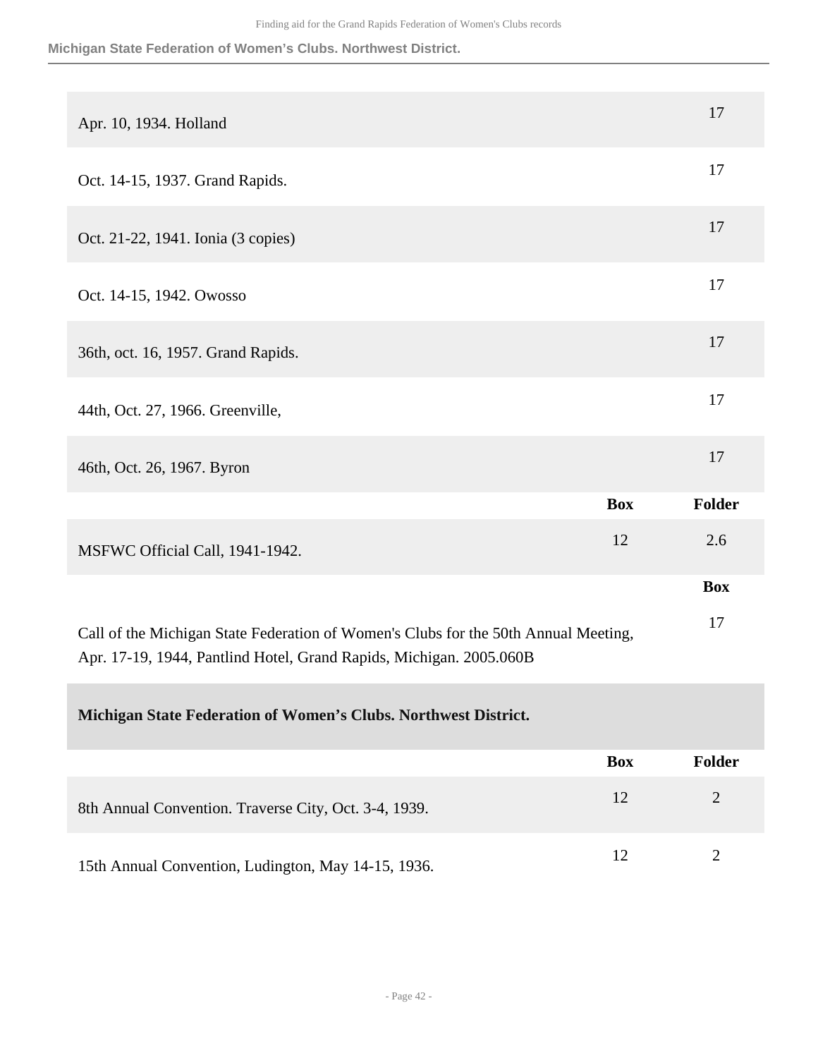| | |
|---|---|
| Apr. 10, 1934. Holland | 17 |
| Oct. 14-15, 1937. Grand Rapids. | 17 |
| Oct. 21-22, 1941. Ionia (3 copies) | 17 |
| Oct. 14-15, 1942. Owosso | 17 |
| 36th, oct. 16, 1957. Grand Rapids. | 17 |
| 44th, Oct. 27, 1966. Greenville, | 17 |
| 46th, Oct. 26, 1967. Byron | 17 |

| | Box | Folder |
|---|---|---|
| MSFWC Official Call, 1941-1942. | 12 | 2.6 |

| | Box |
|---|---|
| Call of the Michigan State Federation of Women's Clubs for the 50th Annual Meeting, Apr. 17-19, 1944, Pantlind Hotel, Grand Rapids, Michigan. 2005.060B | 17 |

### Michigan State Federation of Women's Clubs. Northwest District.

| | Box | Folder |
|---|---|---|
| 8th Annual Convention. Traverse City, Oct. 3-4, 1939. | 12 | 2 |
| 15th Annual Convention, Ludington, May 14-15, 1936. | 12 | 2 |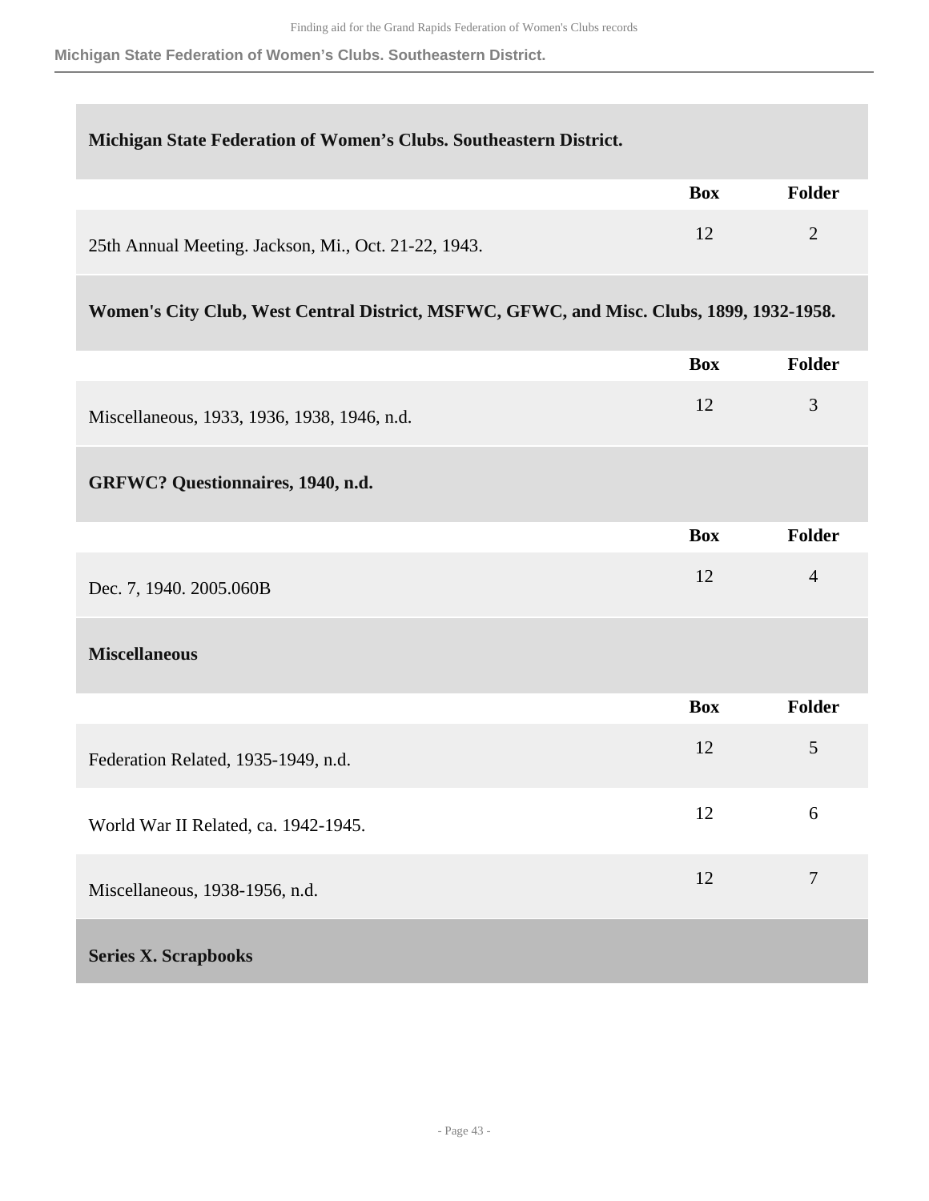### Michigan State Federation of Women's Clubs. Southeastern District.

| | Box | Folder |
|---|---|---|
| 25th Annual Meeting. Jackson, Mi., Oct. 21-22, 1943. | 12 | 2 |

### Women's City Club, West Central District, MSFWC, GFWC, and Misc. Clubs, 1899, 1932-1958.

| | Box | Folder |
|---|---|---|
| Miscellaneous, 1933, 1936, 1938, 1946, n.d. | 12 | 3 |

### GRFWC? Questionnaires, 1940, n.d.

| | Box | Folder |
|---|---|---|
| Dec. 7, 1940. 2005.060B | 12 | 4 |

### Miscellaneous

| | Box | Folder |
|---|---|---|
| Federation Related, 1935-1949, n.d. | 12 | 5 |
| World War II Related, ca. 1942-1945. | 12 | 6 |
| Miscellaneous, 1938-1956, n.d. | 12 | 7 |

## Series X. Scrapbooks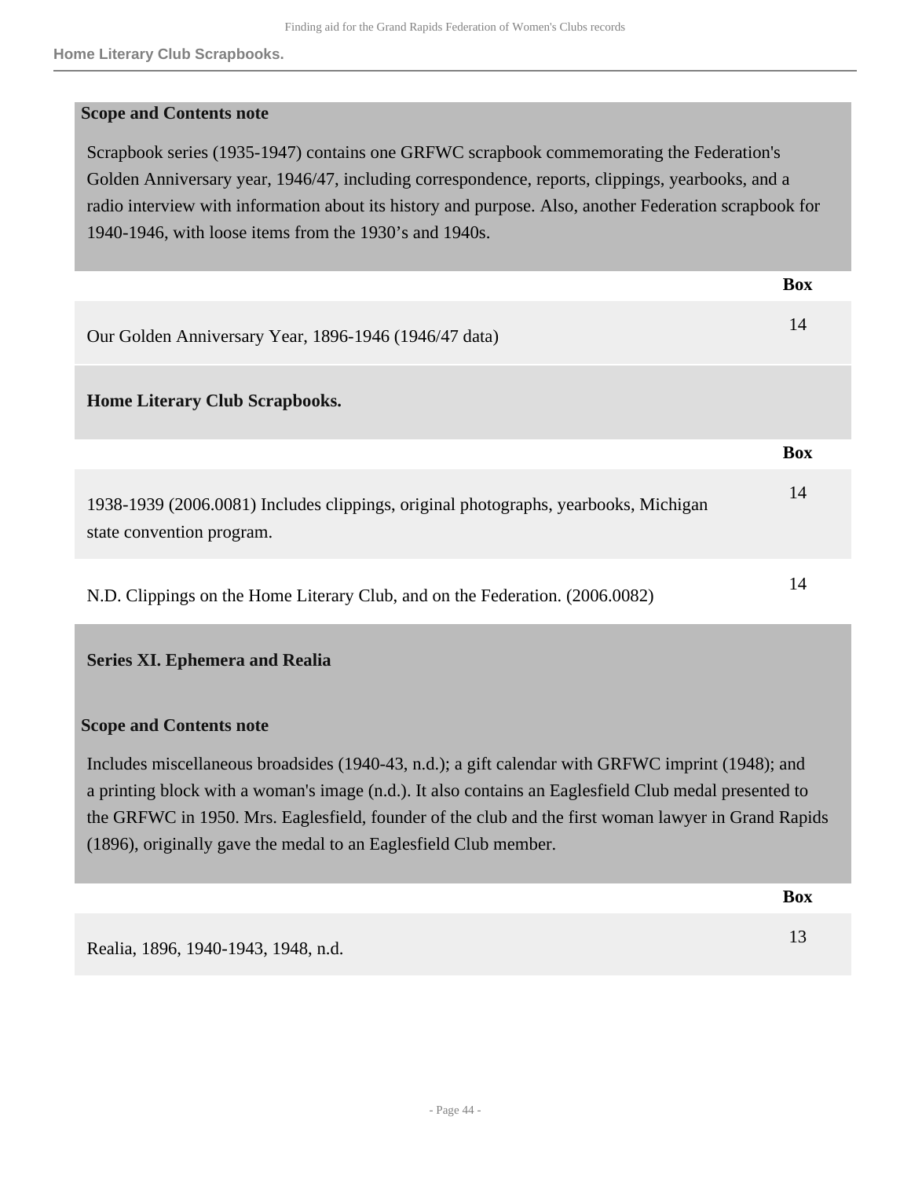**Scope and Contents note**

Scrapbook series (1935-1947) contains one GRFWC scrapbook commemorating the Federation's Golden Anniversary year, 1946/47, including correspondence, reports, clippings, yearbooks, and a radio interview with information about its history and purpose. Also, another Federation scrapbook for 1940-1946, with loose items from the 1930's and 1940s.

| | Box |
|---|---|
| Our Golden Anniversary Year, 1896-1946 (1946/47 data) | 14 |

### Home Literary Club Scrapbooks.

| | Box |
|---|---|
| 1938-1939 (2006.0081) Includes clippings, original photographs, yearbooks, Michigan state convention program. | 14 |
| N.D. Clippings on the Home Literary Club, and on the Federation. (2006.0082) | 14 |

## Series XI. Ephemera and Realia

**Scope and Contents note**

Includes miscellaneous broadsides (1940-43, n.d.); a gift calendar with GRFWC imprint (1948); and a printing block with a woman's image (n.d.). It also contains an Eaglesfield Club medal presented to the GRFWC in 1950. Mrs. Eaglesfield, founder of the club and the first woman lawyer in Grand Rapids (1896), originally gave the medal to an Eaglesfield Club member.

| | Box |
|---|---|
| Realia, 1896, 1940-1943, 1948, n.d. | 13 |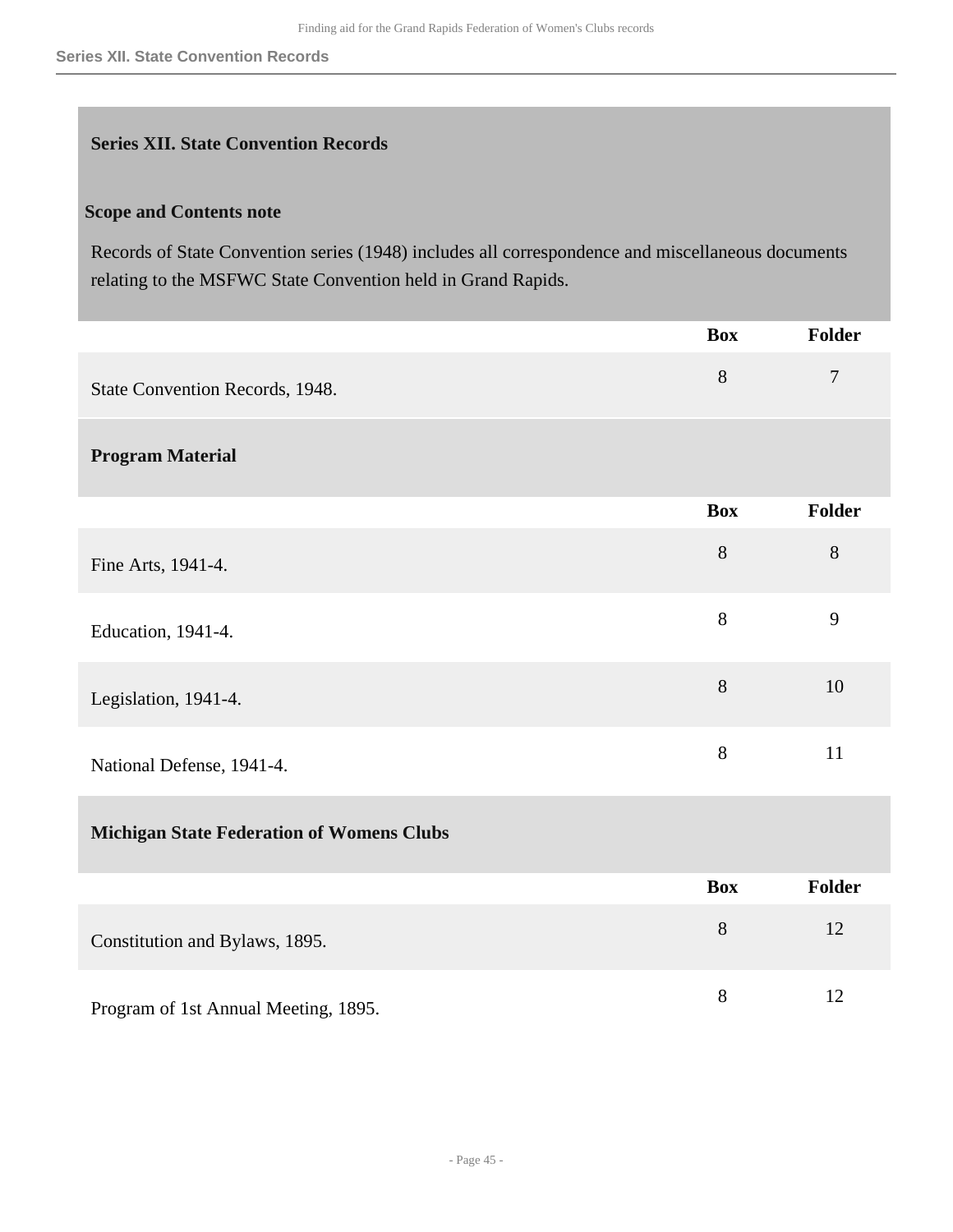## Series XII. State Convention Records

### Scope and Contents note

Records of State Convention series (1948) includes all correspondence and miscellaneous documents relating to the MSFWC State Convention held in Grand Rapids.

| | Box | Folder |
|---|---|---|
| State Convention Records, 1948. | 8 | 7 |

### Program Material

| | Box | Folder |
|---|---|---|
| Fine Arts, 1941-4. | 8 | 8 |
| Education, 1941-4. | 8 | 9 |
| Legislation, 1941-4. | 8 | 10 |
| National Defense, 1941-4. | 8 | 11 |

### Michigan State Federation of Womens Clubs

| | Box | Folder |
|---|---|---|
| Constitution and Bylaws, 1895. | 8 | 12 |
| Program of 1st Annual Meeting, 1895. | 8 | 12 |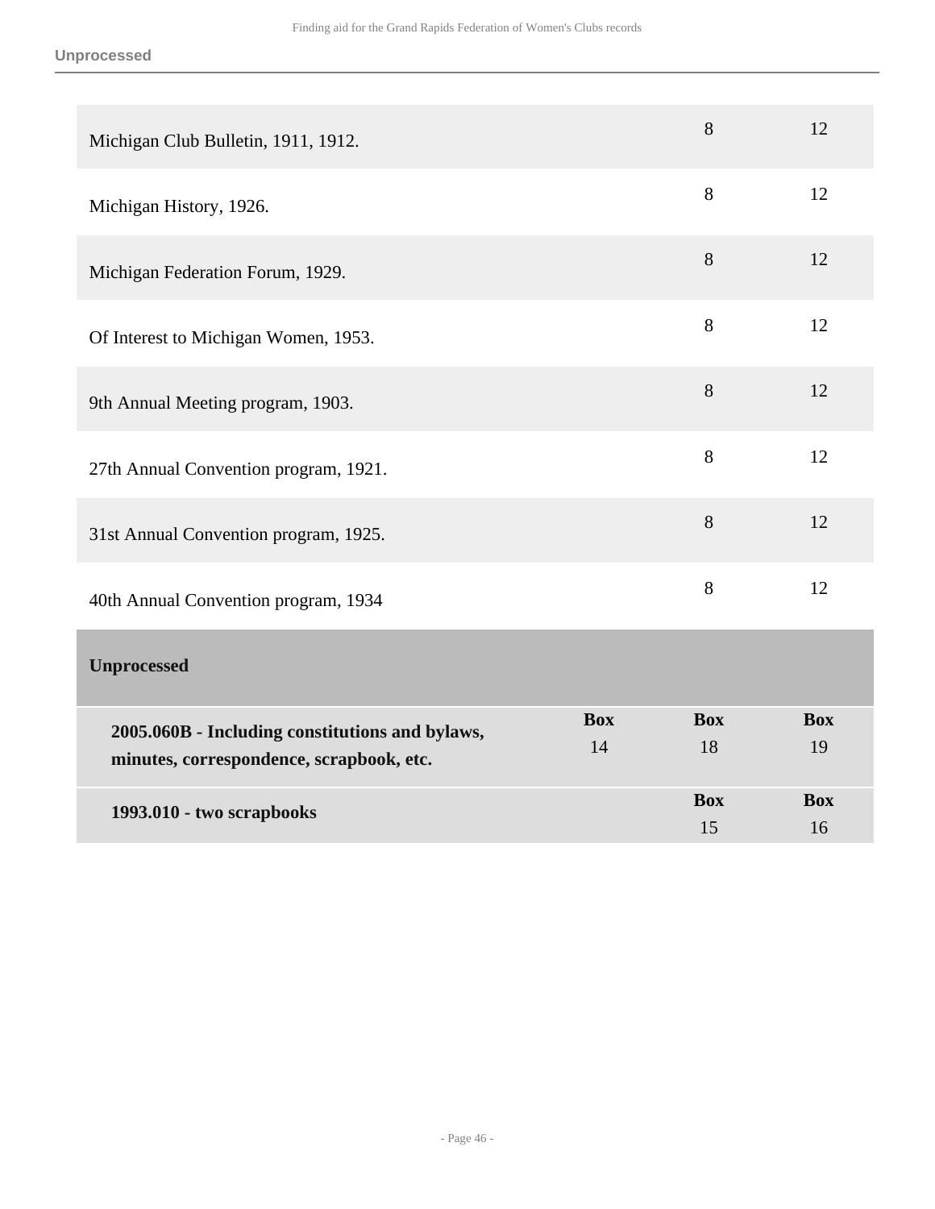| | | |
|---|---|---|
| Michigan Club Bulletin, 1911, 1912. | 8 | 12 |
| Michigan History, 1926. | 8 | 12 |
| Michigan Federation Forum, 1929. | 8 | 12 |
| Of Interest to Michigan Women, 1953. | 8 | 12 |
| 9th Annual Meeting program, 1903. | 8 | 12 |
| 27th Annual Convention program, 1921. | 8 | 12 |
| 31st Annual Convention program, 1925. | 8 | 12 |
| 40th Annual Convention program, 1934 | 8 | 12 |

## Unprocessed

| | | | |
|---|---|---|---|
| **2005.060B - Including constitutions and bylaws, minutes, correspondence, scrapbook, etc.** | **Box** 14 | **Box** 18 | **Box** 19 |
| **1993.010 - two scrapbooks** | | **Box** 15 | **Box** 16 |